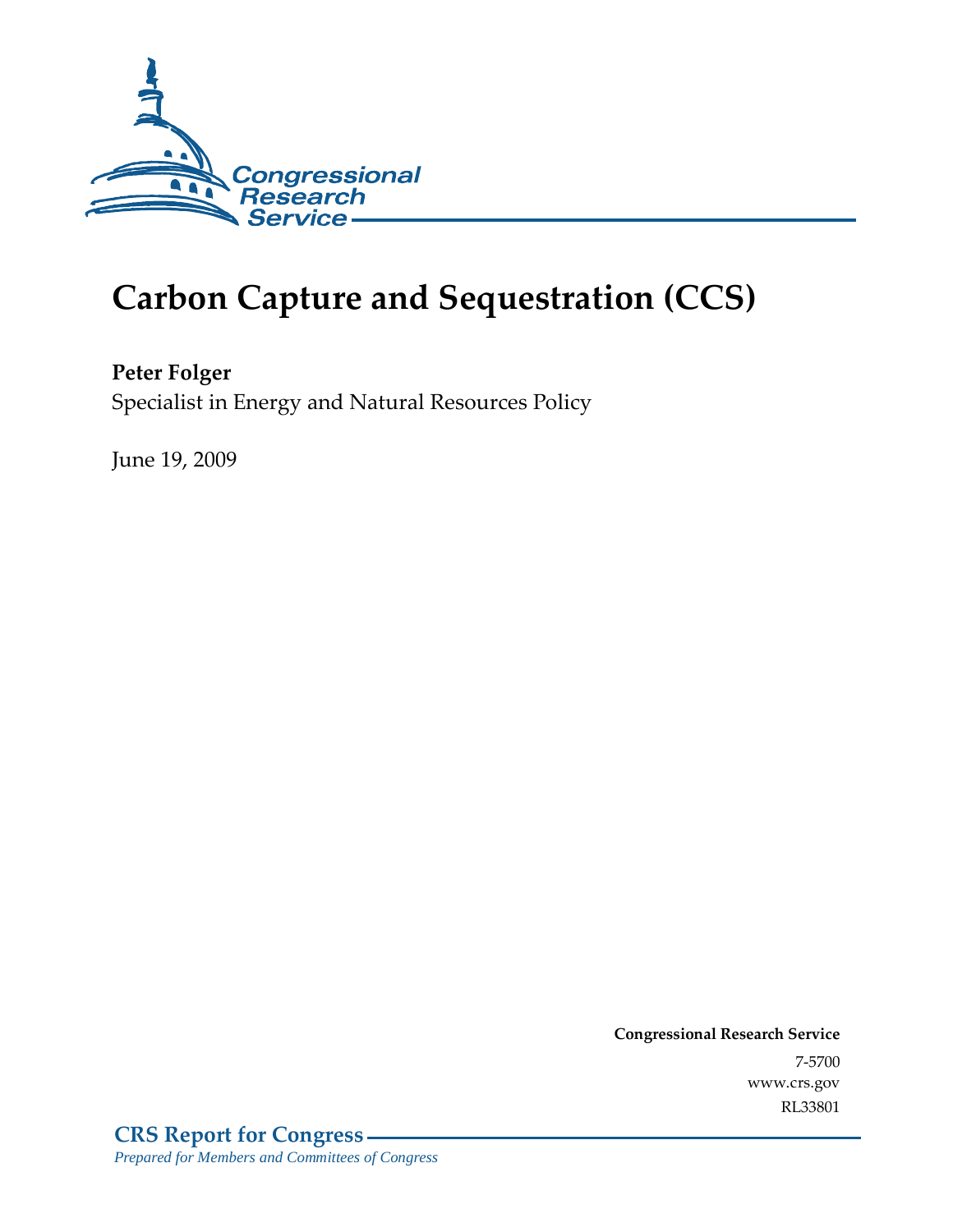Congressional Research Service

# Carbon Capture and Sequestration (CCS)

**Peter Folger**
Specialist in Energy and Natural Resources Policy

June 19, 2009

**Congressional Research Service**
7-5700
www.crs.gov
RL33801

**CRS Report for Congress**
*Prepared for Members and Committees of Congress*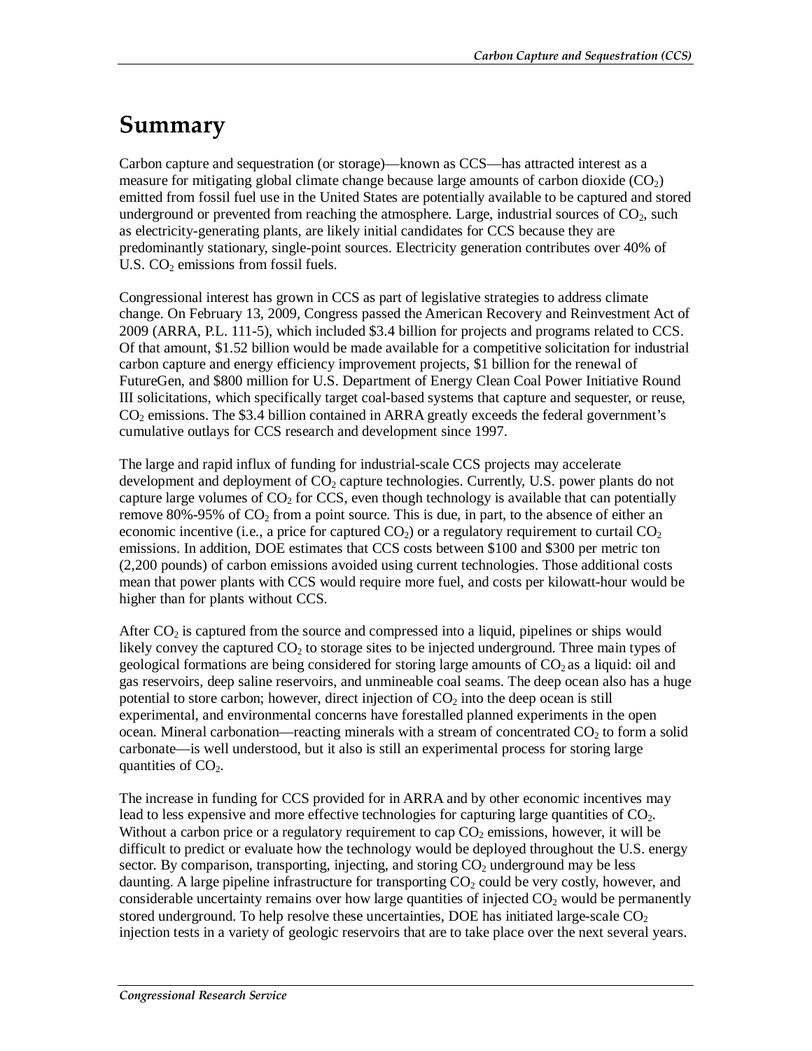# Summary

Carbon capture and sequestration (or storage)—known as CCS—has attracted interest as a measure for mitigating global climate change because large amounts of carbon dioxide ($CO_2$) emitted from fossil fuel use in the United States are potentially available to be captured and stored underground or prevented from reaching the atmosphere. Large, industrial sources of $CO_2$, such as electricity-generating plants, are likely initial candidates for CCS because they are predominantly stationary, single-point sources. Electricity generation contributes over 40% of U.S. $CO_2$ emissions from fossil fuels.

Congressional interest has grown in CCS as part of legislative strategies to address climate change. On February 13, 2009, Congress passed the American Recovery and Reinvestment Act of 2009 (ARRA, P.L. 111-5), which included $3.4 billion for projects and programs related to CCS. Of that amount, $1.52 billion would be made available for a competitive solicitation for industrial carbon capture and energy efficiency improvement projects, $1 billion for the renewal of FutureGen, and $800 million for U.S. Department of Energy Clean Coal Power Initiative Round III solicitations, which specifically target coal-based systems that capture and sequester, or reuse, $CO_2$ emissions. The $3.4 billion contained in ARRA greatly exceeds the federal government's cumulative outlays for CCS research and development since 1997.

The large and rapid influx of funding for industrial-scale CCS projects may accelerate development and deployment of $CO_2$ capture technologies. Currently, U.S. power plants do not capture large volumes of $CO_2$ for CCS, even though technology is available that can potentially remove 80%-95% of $CO_2$ from a point source. This is due, in part, to the absence of either an economic incentive (i.e., a price for captured $CO_2$) or a regulatory requirement to curtail $CO_2$ emissions. In addition, DOE estimates that CCS costs between $100 and $300 per metric ton (2,200 pounds) of carbon emissions avoided using current technologies. Those additional costs mean that power plants with CCS would require more fuel, and costs per kilowatt-hour would be higher than for plants without CCS.

After $CO_2$ is captured from the source and compressed into a liquid, pipelines or ships would likely convey the captured $CO_2$ to storage sites to be injected underground. Three main types of geological formations are being considered for storing large amounts of $CO_2$ as a liquid: oil and gas reservoirs, deep saline reservoirs, and unmineable coal seams. The deep ocean also has a huge potential to store carbon; however, direct injection of $CO_2$ into the deep ocean is still experimental, and environmental concerns have forestalled planned experiments in the open ocean. Mineral carbonation—reacting minerals with a stream of concentrated $CO_2$ to form a solid carbonate—is well understood, but it also is still an experimental process for storing large quantities of $CO_2$.

The increase in funding for CCS provided for in ARRA and by other economic incentives may lead to less expensive and more effective technologies for capturing large quantities of $CO_2$. Without a carbon price or a regulatory requirement to cap $CO_2$ emissions, however, it will be difficult to predict or evaluate how the technology would be deployed throughout the U.S. energy sector. By comparison, transporting, injecting, and storing $CO_2$ underground may be less daunting. A large pipeline infrastructure for transporting $CO_2$ could be very costly, however, and considerable uncertainty remains over how large quantities of injected $CO_2$ would be permanently stored underground. To help resolve these uncertainties, DOE has initiated large-scale $CO_2$ injection tests in a variety of geologic reservoirs that are to take place over the next several years.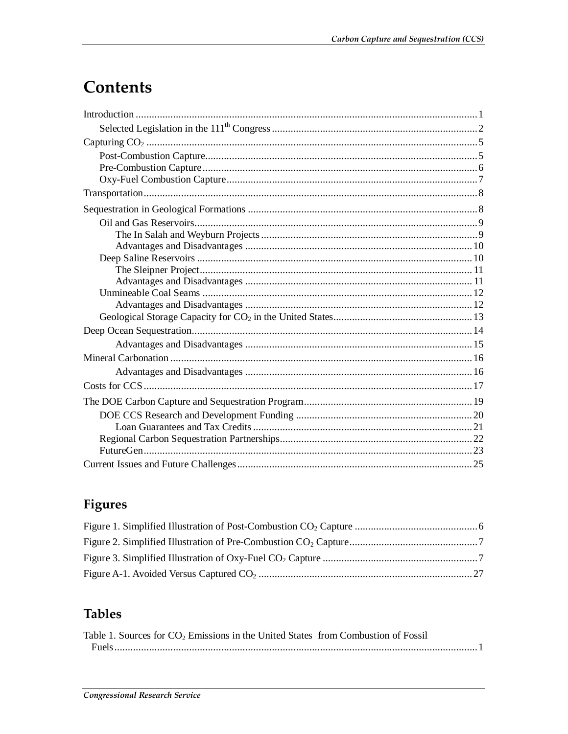# Contents

Introduction .......... 1

- Selected Legislation in the 111th Congress .......... 2

Capturing $CO_2$ .......... 5

- Post-Combustion Capture .......... 5
- Pre-Combustion Capture .......... 6
- Oxy-Fuel Combustion Capture .......... 7

Transportation .......... 8

Sequestration in Geological Formations .......... 8

- Oil and Gas Reservoirs .......... 9
  - The In Salah and Weyburn Projects .......... 9
  - Advantages and Disadvantages .......... 10
- Deep Saline Reservoirs .......... 10
  - The Sleipner Project .......... 11
  - Advantages and Disadvantages .......... 11
- Unmineable Coal Seams .......... 12
  - Advantages and Disadvantages .......... 12
- Geological Storage Capacity for $CO_2$ in the United States .......... 13

Deep Ocean Sequestration .......... 14

- Advantages and Disadvantages .......... 15

Mineral Carbonation .......... 16

- Advantages and Disadvantages .......... 16

Costs for CCS .......... 17

The DOE Carbon Capture and Sequestration Program .......... 19

- DOE CCS Research and Development Funding .......... 20
  - Loan Guarantees and Tax Credits .......... 21
- Regional Carbon Sequestration Partnerships .......... 22
- FutureGen .......... 23

Current Issues and Future Challenges .......... 25

## Figures

Figure 1. Simplified Illustration of Post-Combustion $CO_2$ Capture .......... 6

Figure 2. Simplified Illustration of Pre-Combustion $CO_2$ Capture .......... 7

Figure 3. Simplified Illustration of Oxy-Fuel $CO_2$ Capture .......... 7

Figure A-1. Avoided Versus Captured $CO_2$ .......... 27

## Tables

Table 1. Sources for $CO_2$ Emissions in the United States from Combustion of Fossil Fuels .......... 1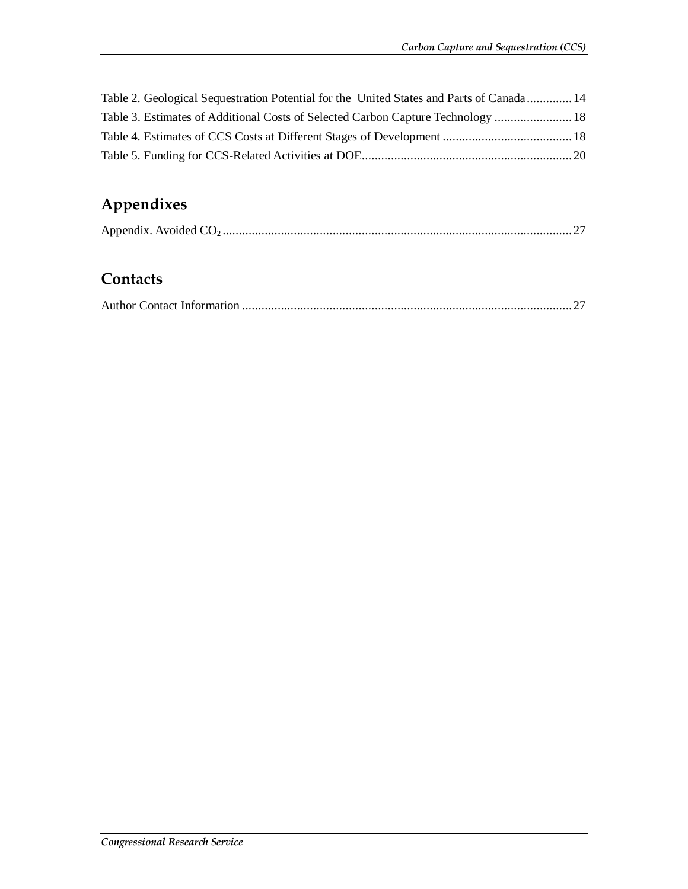Table 2. Geological Sequestration Potential for the United States and Parts of Canada .............. 14
Table 3. Estimates of Additional Costs of Selected Carbon Capture Technology ........................ 18
Table 4. Estimates of CCS Costs at Different Stages of Development ........................................ 18
Table 5. Funding for CCS-Related Activities at DOE................................................................. 20

## Appendixes

Appendix. Avoided $CO_2$ ........................................................................................................... 27

## Contacts

Author Contact Information ...................................................................................................... 27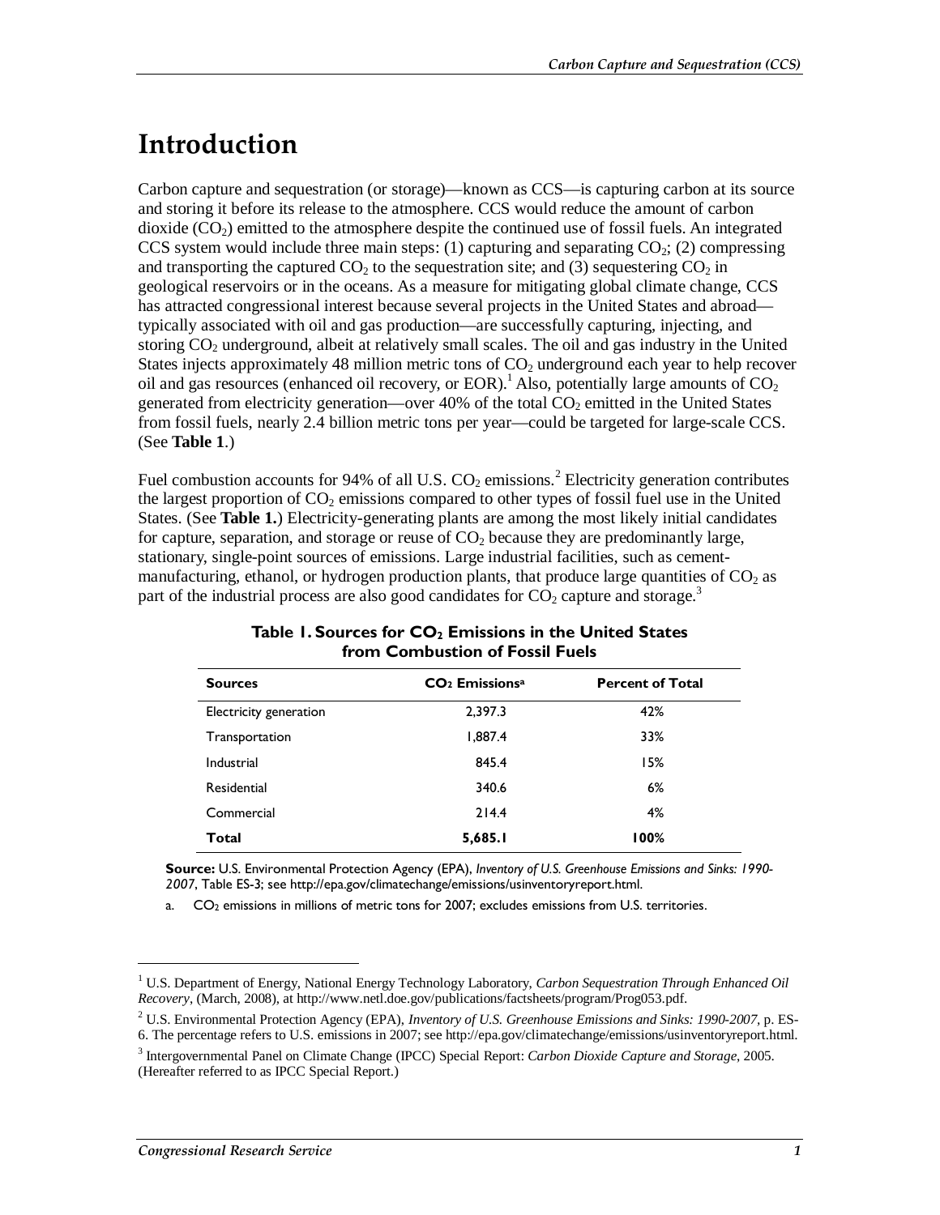# Introduction

Carbon capture and sequestration (or storage)—known as CCS—is capturing carbon at its source and storing it before its release to the atmosphere. CCS would reduce the amount of carbon dioxide ($CO_2$) emitted to the atmosphere despite the continued use of fossil fuels. An integrated CCS system would include three main steps: (1) capturing and separating $CO_2$; (2) compressing and transporting the captured $CO_2$ to the sequestration site; and (3) sequestering $CO_2$ in geological reservoirs or in the oceans. As a measure for mitigating global climate change, CCS has attracted congressional interest because several projects in the United States and abroad—typically associated with oil and gas production—are successfully capturing, injecting, and storing $CO_2$ underground, albeit at relatively small scales. The oil and gas industry in the United States injects approximately 48 million metric tons of $CO_2$ underground each year to help recover oil and gas resources (enhanced oil recovery, or EOR).[1] Also, potentially large amounts of $CO_2$ generated from electricity generation—over 40% of the total $CO_2$ emitted in the United States from fossil fuels, nearly 2.4 billion metric tons per year—could be targeted for large-scale CCS. (See **Table 1**.)

Fuel combustion accounts for 94% of all U.S. $CO_2$ emissions.[2] Electricity generation contributes the largest proportion of $CO_2$ emissions compared to other types of fossil fuel use in the United States. (See **Table 1.**) Electricity-generating plants are among the most likely initial candidates for capture, separation, and storage or reuse of $CO_2$ because they are predominantly large, stationary, single-point sources of emissions. Large industrial facilities, such as cement-manufacturing, ethanol, or hydrogen production plants, that produce large quantities of $CO_2$ as part of the industrial process are also good candidates for $CO_2$ capture and storage.[3]

**Table 1. Sources for $CO_2$ Emissions in the United States from Combustion of Fossil Fuels**

| Sources | $CO_2$ Emissions[a] | Percent of Total |
|---|---|---|
| Electricity generation | 2,397.3 | 42% |
| Transportation | 1,887.4 | 33% |
| Industrial | 845.4 | 15% |
| Residential | 340.6 | 6% |
| Commercial | 214.4 | 4% |
| **Total** | **5,685.1** | **100%** |

**Source:** U.S. Environmental Protection Agency (EPA), *Inventory of U.S. Greenhouse Emissions and Sinks: 1990-2007*, Table ES-3; see http://epa.gov/climatechange/emissions/usinventoryreport.html.

a. $CO_2$ emissions in millions of metric tons for 2007; excludes emissions from U.S. territories.

---

[1] U.S. Department of Energy, National Energy Technology Laboratory, *Carbon Sequestration Through Enhanced Oil Recovery*, (March, 2008), at http://www.netl.doe.gov/publications/factsheets/program/Prog053.pdf.

[2] U.S. Environmental Protection Agency (EPA), *Inventory of U.S. Greenhouse Emissions and Sinks: 1990-2007*, p. ES-6. The percentage refers to U.S. emissions in 2007; see http://epa.gov/climatechange/emissions/usinventoryreport.html.

[3] Intergovernmental Panel on Climate Change (IPCC) Special Report: *Carbon Dioxide Capture and Storage*, 2005. (Hereafter referred to as IPCC Special Report.)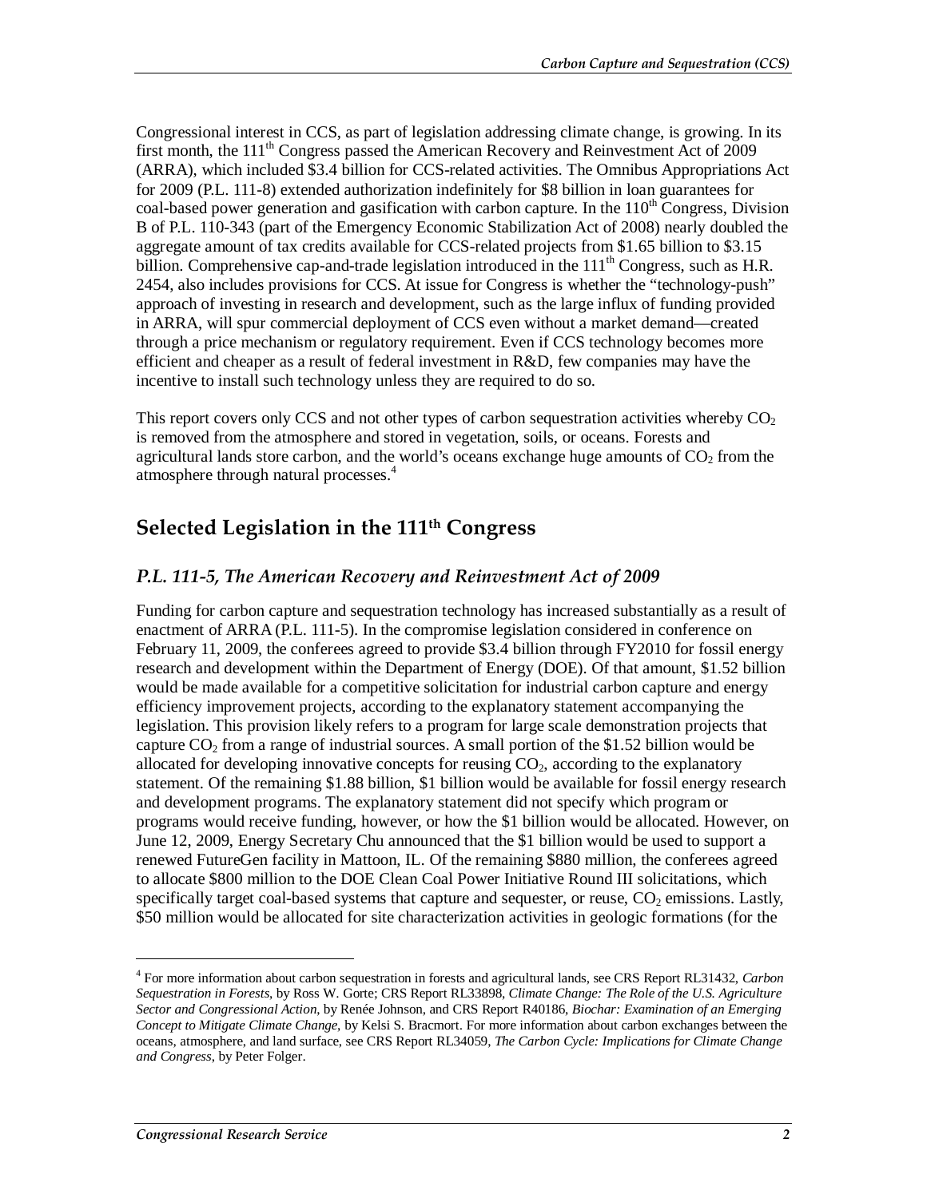Congressional interest in CCS, as part of legislation addressing climate change, is growing. In its first month, the 111th Congress passed the American Recovery and Reinvestment Act of 2009 (ARRA), which included $3.4 billion for CCS-related activities. The Omnibus Appropriations Act for 2009 (P.L. 111-8) extended authorization indefinitely for $8 billion in loan guarantees for coal-based power generation and gasification with carbon capture. In the 110th Congress, Division B of P.L. 110-343 (part of the Emergency Economic Stabilization Act of 2008) nearly doubled the aggregate amount of tax credits available for CCS-related projects from $1.65 billion to $3.15 billion. Comprehensive cap-and-trade legislation introduced in the 111th Congress, such as H.R. 2454, also includes provisions for CCS. At issue for Congress is whether the "technology-push" approach of investing in research and development, such as the large influx of funding provided in ARRA, will spur commercial deployment of CCS even without a market demand—created through a price mechanism or regulatory requirement. Even if CCS technology becomes more efficient and cheaper as a result of federal investment in R&D, few companies may have the incentive to install such technology unless they are required to do so.

This report covers only CCS and not other types of carbon sequestration activities whereby $CO_2$ is removed from the atmosphere and stored in vegetation, soils, or oceans. Forests and agricultural lands store carbon, and the world's oceans exchange huge amounts of $CO_2$ from the atmosphere through natural processes.[4]

## Selected Legislation in the 111th Congress

### *P.L. 111-5, The American Recovery and Reinvestment Act of 2009*

Funding for carbon capture and sequestration technology has increased substantially as a result of enactment of ARRA (P.L. 111-5). In the compromise legislation considered in conference on February 11, 2009, the conferees agreed to provide $3.4 billion through FY2010 for fossil energy research and development within the Department of Energy (DOE). Of that amount, $1.52 billion would be made available for a competitive solicitation for industrial carbon capture and energy efficiency improvement projects, according to the explanatory statement accompanying the legislation. This provision likely refers to a program for large scale demonstration projects that capture $CO_2$ from a range of industrial sources. A small portion of the $1.52 billion would be allocated for developing innovative concepts for reusing $CO_2$, according to the explanatory statement. Of the remaining $1.88 billion, $1 billion would be available for fossil energy research and development programs. The explanatory statement did not specify which program or programs would receive funding, however, or how the $1 billion would be allocated. However, on June 12, 2009, Energy Secretary Chu announced that the $1 billion would be used to support a renewed FutureGen facility in Mattoon, IL. Of the remaining $880 million, the conferees agreed to allocate $800 million to the DOE Clean Coal Power Initiative Round III solicitations, which specifically target coal-based systems that capture and sequester, or reuse, $CO_2$ emissions. Lastly, $50 million would be allocated for site characterization activities in geologic formations (for the

[4] For more information about carbon sequestration in forests and agricultural lands, see CRS Report RL31432, *Carbon Sequestration in Forests*, by Ross W. Gorte; CRS Report RL33898, *Climate Change: The Role of the U.S. Agriculture Sector and Congressional Action*, by Renée Johnson, and CRS Report R40186, *Biochar: Examination of an Emerging Concept to Mitigate Climate Change*, by Kelsi S. Bracmort. For more information about carbon exchanges between the oceans, atmosphere, and land surface, see CRS Report RL34059, *The Carbon Cycle: Implications for Climate Change and Congress*, by Peter Folger.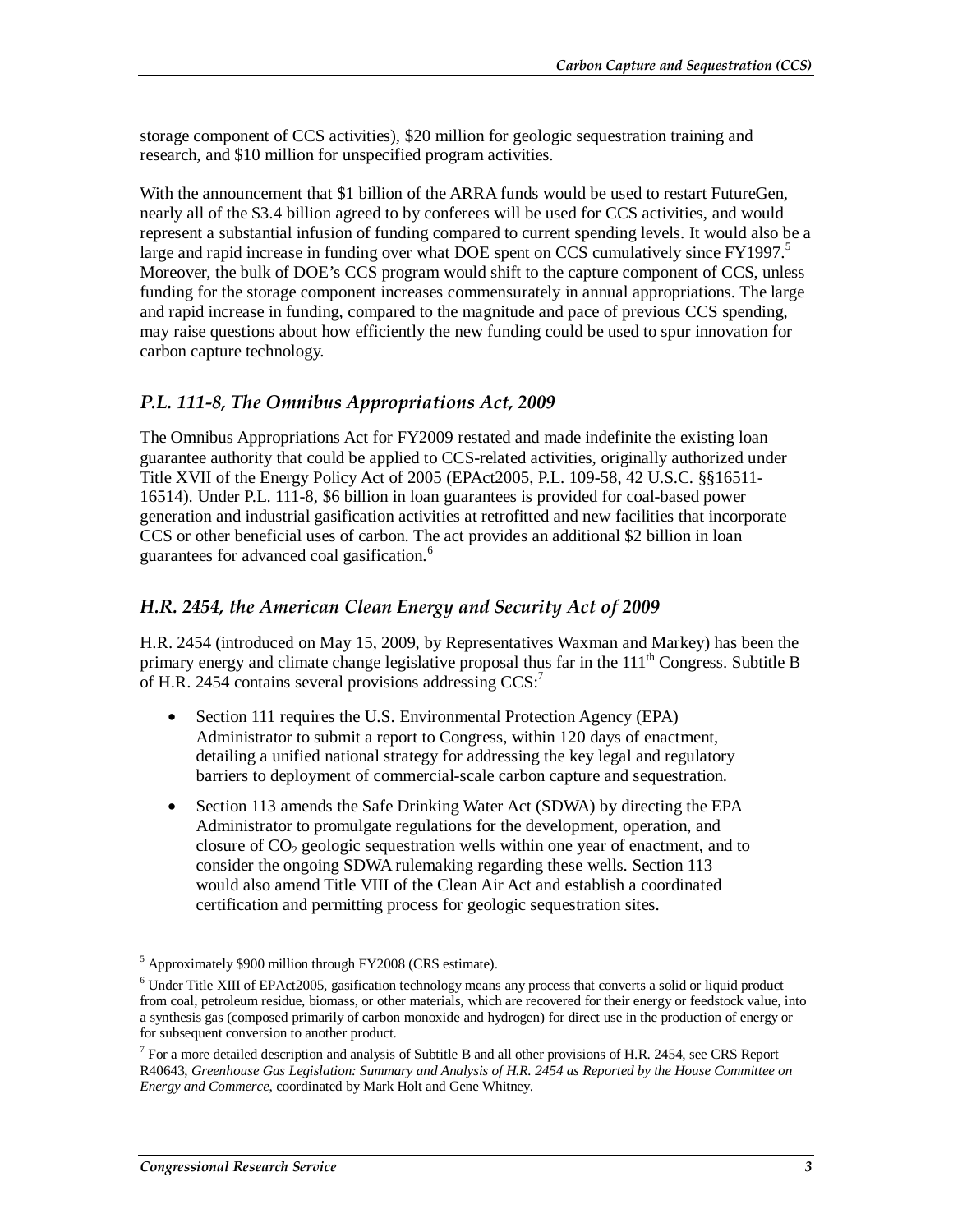storage component of CCS activities), $20 million for geologic sequestration training and research, and $10 million for unspecified program activities.

With the announcement that $1 billion of the ARRA funds would be used to restart FutureGen, nearly all of the $3.4 billion agreed to by conferees will be used for CCS activities, and would represent a substantial infusion of funding compared to current spending levels. It would also be a large and rapid increase in funding over what DOE spent on CCS cumulatively since FY1997.[5] Moreover, the bulk of DOE's CCS program would shift to the capture component of CCS, unless funding for the storage component increases commensurately in annual appropriations. The large and rapid increase in funding, compared to the magnitude and pace of previous CCS spending, may raise questions about how efficiently the new funding could be used to spur innovation for carbon capture technology.

### *P.L. 111-8, The Omnibus Appropriations Act, 2009*

The Omnibus Appropriations Act for FY2009 restated and made indefinite the existing loan guarantee authority that could be applied to CCS-related activities, originally authorized under Title XVII of the Energy Policy Act of 2005 (EPAct2005, P.L. 109-58, 42 U.S.C. §§16511-16514). Under P.L. 111-8, $6 billion in loan guarantees is provided for coal-based power generation and industrial gasification activities at retrofitted and new facilities that incorporate CCS or other beneficial uses of carbon. The act provides an additional $2 billion in loan guarantees for advanced coal gasification.[6]

### *H.R. 2454, the American Clean Energy and Security Act of 2009*

H.R. 2454 (introduced on May 15, 2009, by Representatives Waxman and Markey) has been the primary energy and climate change legislative proposal thus far in the 111th Congress. Subtitle B of H.R. 2454 contains several provisions addressing CCS:[7]

- Section 111 requires the U.S. Environmental Protection Agency (EPA) Administrator to submit a report to Congress, within 120 days of enactment, detailing a unified national strategy for addressing the key legal and regulatory barriers to deployment of commercial-scale carbon capture and sequestration.
- Section 113 amends the Safe Drinking Water Act (SDWA) by directing the EPA Administrator to promulgate regulations for the development, operation, and closure of $CO_2$ geologic sequestration wells within one year of enactment, and to consider the ongoing SDWA rulemaking regarding these wells. Section 113 would also amend Title VIII of the Clean Air Act and establish a coordinated certification and permitting process for geologic sequestration sites.

---

[5] Approximately $900 million through FY2008 (CRS estimate).

[6] Under Title XIII of EPAct2005, gasification technology means any process that converts a solid or liquid product from coal, petroleum residue, biomass, or other materials, which are recovered for their energy or feedstock value, into a synthesis gas (composed primarily of carbon monoxide and hydrogen) for direct use in the production of energy or for subsequent conversion to another product.

[7] For a more detailed description and analysis of Subtitle B and all other provisions of H.R. 2454, see CRS Report R40643, *Greenhouse Gas Legislation: Summary and Analysis of H.R. 2454 as Reported by the House Committee on Energy and Commerce*, coordinated by Mark Holt and Gene Whitney.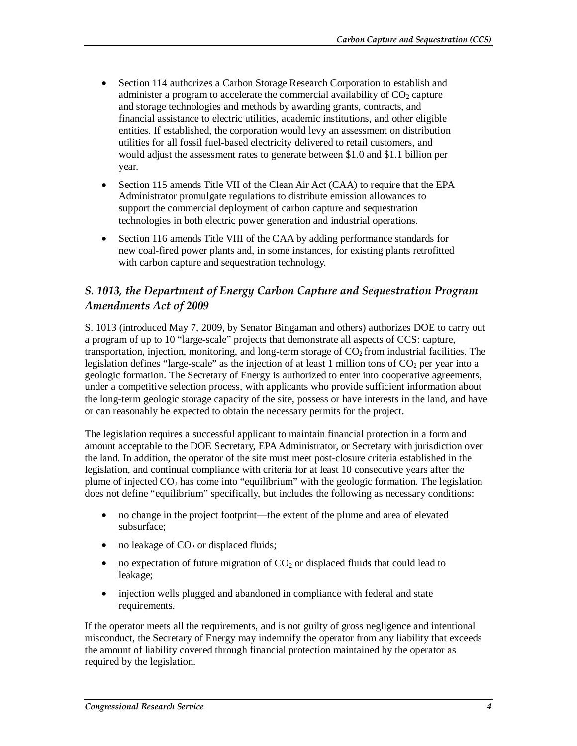- Section 114 authorizes a Carbon Storage Research Corporation to establish and administer a program to accelerate the commercial availability of $CO_2$ capture and storage technologies and methods by awarding grants, contracts, and financial assistance to electric utilities, academic institutions, and other eligible entities. If established, the corporation would levy an assessment on distribution utilities for all fossil fuel-based electricity delivered to retail customers, and would adjust the assessment rates to generate between $1.0 and $1.1 billion per year.
- Section 115 amends Title VII of the Clean Air Act (CAA) to require that the EPA Administrator promulgate regulations to distribute emission allowances to support the commercial deployment of carbon capture and sequestration technologies in both electric power generation and industrial operations.
- Section 116 amends Title VIII of the CAA by adding performance standards for new coal-fired power plants and, in some instances, for existing plants retrofitted with carbon capture and sequestration technology.

### *S. 1013, the Department of Energy Carbon Capture and Sequestration Program Amendments Act of 2009*

S. 1013 (introduced May 7, 2009, by Senator Bingaman and others) authorizes DOE to carry out a program of up to 10 "large-scale" projects that demonstrate all aspects of CCS: capture, transportation, injection, monitoring, and long-term storage of $CO_2$ from industrial facilities. The legislation defines "large-scale" as the injection of at least 1 million tons of $CO_2$ per year into a geologic formation. The Secretary of Energy is authorized to enter into cooperative agreements, under a competitive selection process, with applicants who provide sufficient information about the long-term geologic storage capacity of the site, possess or have interests in the land, and have or can reasonably be expected to obtain the necessary permits for the project.

The legislation requires a successful applicant to maintain financial protection in a form and amount acceptable to the DOE Secretary, EPA Administrator, or Secretary with jurisdiction over the land. In addition, the operator of the site must meet post-closure criteria established in the legislation, and continual compliance with criteria for at least 10 consecutive years after the plume of injected $CO_2$ has come into "equilibrium" with the geologic formation. The legislation does not define "equilibrium" specifically, but includes the following as necessary conditions:

- no change in the project footprint—the extent of the plume and area of elevated subsurface;
- no leakage of $CO_2$ or displaced fluids;
- no expectation of future migration of $CO_2$ or displaced fluids that could lead to leakage;
- injection wells plugged and abandoned in compliance with federal and state requirements.

If the operator meets all the requirements, and is not guilty of gross negligence and intentional misconduct, the Secretary of Energy may indemnify the operator from any liability that exceeds the amount of liability covered through financial protection maintained by the operator as required by the legislation.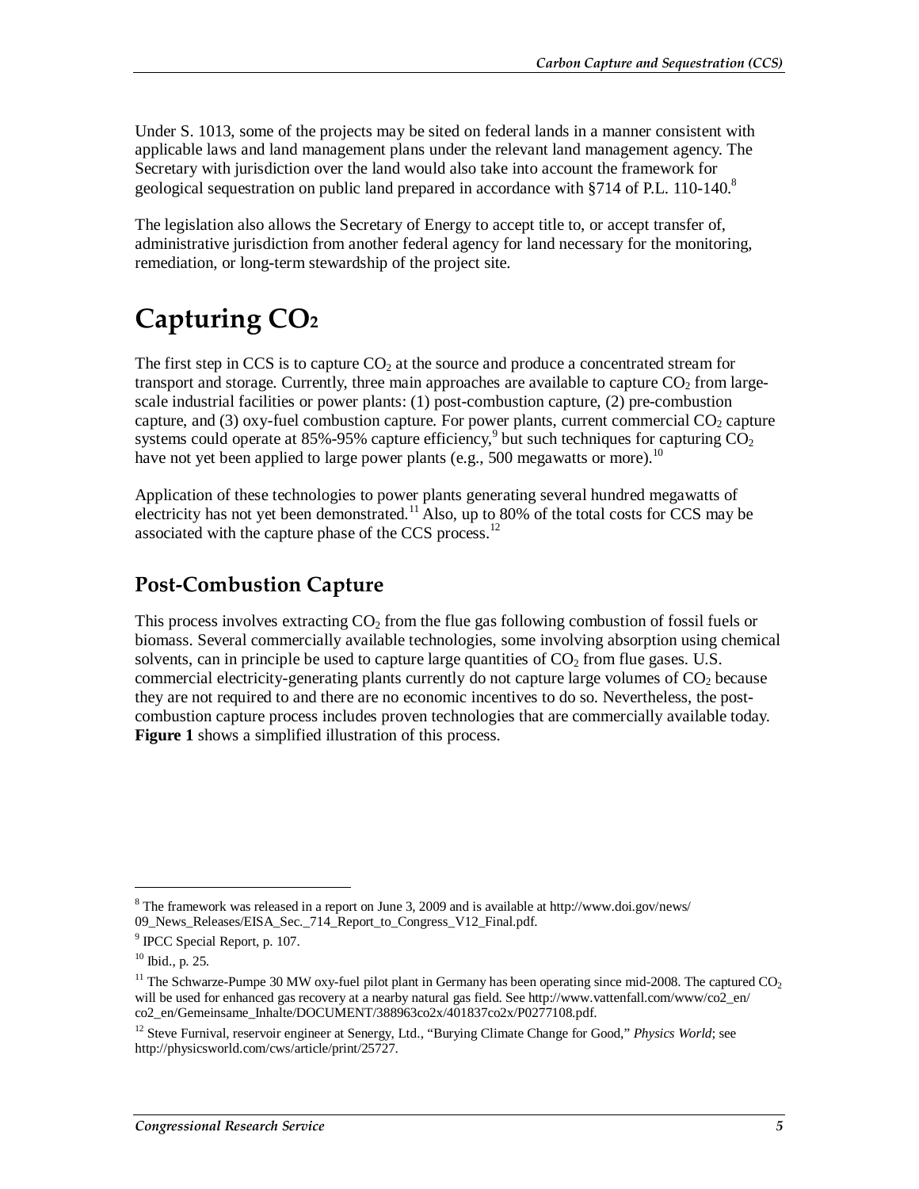Under S. 1013, some of the projects may be sited on federal lands in a manner consistent with applicable laws and land management plans under the relevant land management agency. The Secretary with jurisdiction over the land would also take into account the framework for geological sequestration on public land prepared in accordance with §714 of P.L. 110-140.[8]

The legislation also allows the Secretary of Energy to accept title to, or accept transfer of, administrative jurisdiction from another federal agency for land necessary for the monitoring, remediation, or long-term stewardship of the project site.

# Capturing $CO_2$

The first step in CCS is to capture $CO_2$ at the source and produce a concentrated stream for transport and storage. Currently, three main approaches are available to capture $CO_2$ from large-scale industrial facilities or power plants: (1) post-combustion capture, (2) pre-combustion capture, and (3) oxy-fuel combustion capture. For power plants, current commercial $CO_2$ capture systems could operate at 85%-95% capture efficiency,[9] but such techniques for capturing $CO_2$ have not yet been applied to large power plants (e.g., 500 megawatts or more).[10]

Application of these technologies to power plants generating several hundred megawatts of electricity has not yet been demonstrated.[11] Also, up to 80% of the total costs for CCS may be associated with the capture phase of the CCS process.[12]

## Post-Combustion Capture

This process involves extracting $CO_2$ from the flue gas following combustion of fossil fuels or biomass. Several commercially available technologies, some involving absorption using chemical solvents, can in principle be used to capture large quantities of $CO_2$ from flue gases. U.S. commercial electricity-generating plants currently do not capture large volumes of $CO_2$ because they are not required to and there are no economic incentives to do so. Nevertheless, the post-combustion capture process includes proven technologies that are commercially available today. **Figure 1** shows a simplified illustration of this process.

---

[8] The framework was released in a report on June 3, 2009 and is available at http://www.doi.gov/news/09_News_Releases/EISA_Sec._714_Report_to_Congress_V12_Final.pdf.

[9] IPCC Special Report, p. 107.

[10] Ibid., p. 25.

[11] The Schwarze-Pumpe 30 MW oxy-fuel pilot plant in Germany has been operating since mid-2008. The captured $CO_2$ will be used for enhanced gas recovery at a nearby natural gas field. See http://www.vattenfall.com/www/co2_en/co2_en/Gemeinsame_Inhalte/DOCUMENT/388963co2x/401837co2x/P0277108.pdf.

[12] Steve Furnival, reservoir engineer at Senergy, Ltd., "Burying Climate Change for Good," *Physics World*; see http://physicsworld.com/cws/article/print/25727.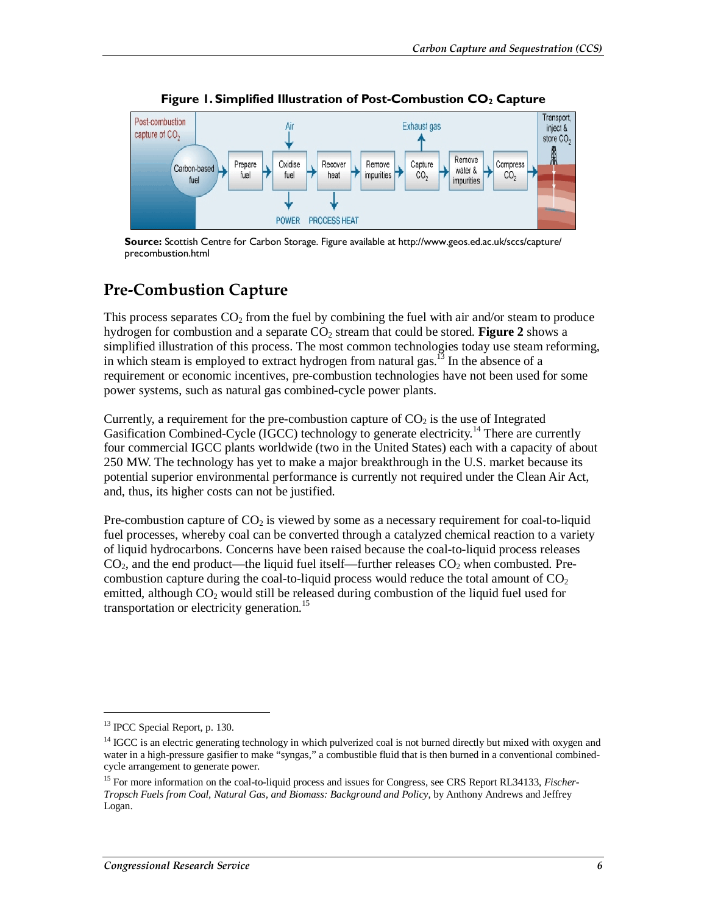**Figure 1. Simplified Illustration of Post-Combustion $CO_2$ Capture**

**Source:** Scottish Centre for Carbon Storage. Figure available at http://www.geos.ed.ac.uk/sccs/capture/precombustion.html

## Pre-Combustion Capture

This process separates $CO_2$ from the fuel by combining the fuel with air and/or steam to produce hydrogen for combustion and a separate $CO_2$ stream that could be stored. **Figure 2** shows a simplified illustration of this process. The most common technologies today use steam reforming, in which steam is employed to extract hydrogen from natural gas.[13] In the absence of a requirement or economic incentives, pre-combustion technologies have not been used for some power systems, such as natural gas combined-cycle power plants.

Currently, a requirement for the pre-combustion capture of $CO_2$ is the use of Integrated Gasification Combined-Cycle (IGCC) technology to generate electricity.[14] There are currently four commercial IGCC plants worldwide (two in the United States) each with a capacity of about 250 MW. The technology has yet to make a major breakthrough in the U.S. market because its potential superior environmental performance is currently not required under the Clean Air Act, and, thus, its higher costs can not be justified.

Pre-combustion capture of $CO_2$ is viewed by some as a necessary requirement for coal-to-liquid fuel processes, whereby coal can be converted through a catalyzed chemical reaction to a variety of liquid hydrocarbons. Concerns have been raised because the coal-to-liquid process releases $CO_2$, and the end product—the liquid fuel itself—further releases $CO_2$ when combusted. Pre-combustion capture during the coal-to-liquid process would reduce the total amount of $CO_2$ emitted, although $CO_2$ would still be released during combustion of the liquid fuel used for transportation or electricity generation.[15]

---

[13] IPCC Special Report, p. 130.

[14] IGCC is an electric generating technology in which pulverized coal is not burned directly but mixed with oxygen and water in a high-pressure gasifier to make "syngas," a combustible fluid that is then burned in a conventional combined-cycle arrangement to generate power.

[15] For more information on the coal-to-liquid process and issues for Congress, see CRS Report RL34133, *Fischer-Tropsch Fuels from Coal, Natural Gas, and Biomass: Background and Policy*, by Anthony Andrews and Jeffrey Logan.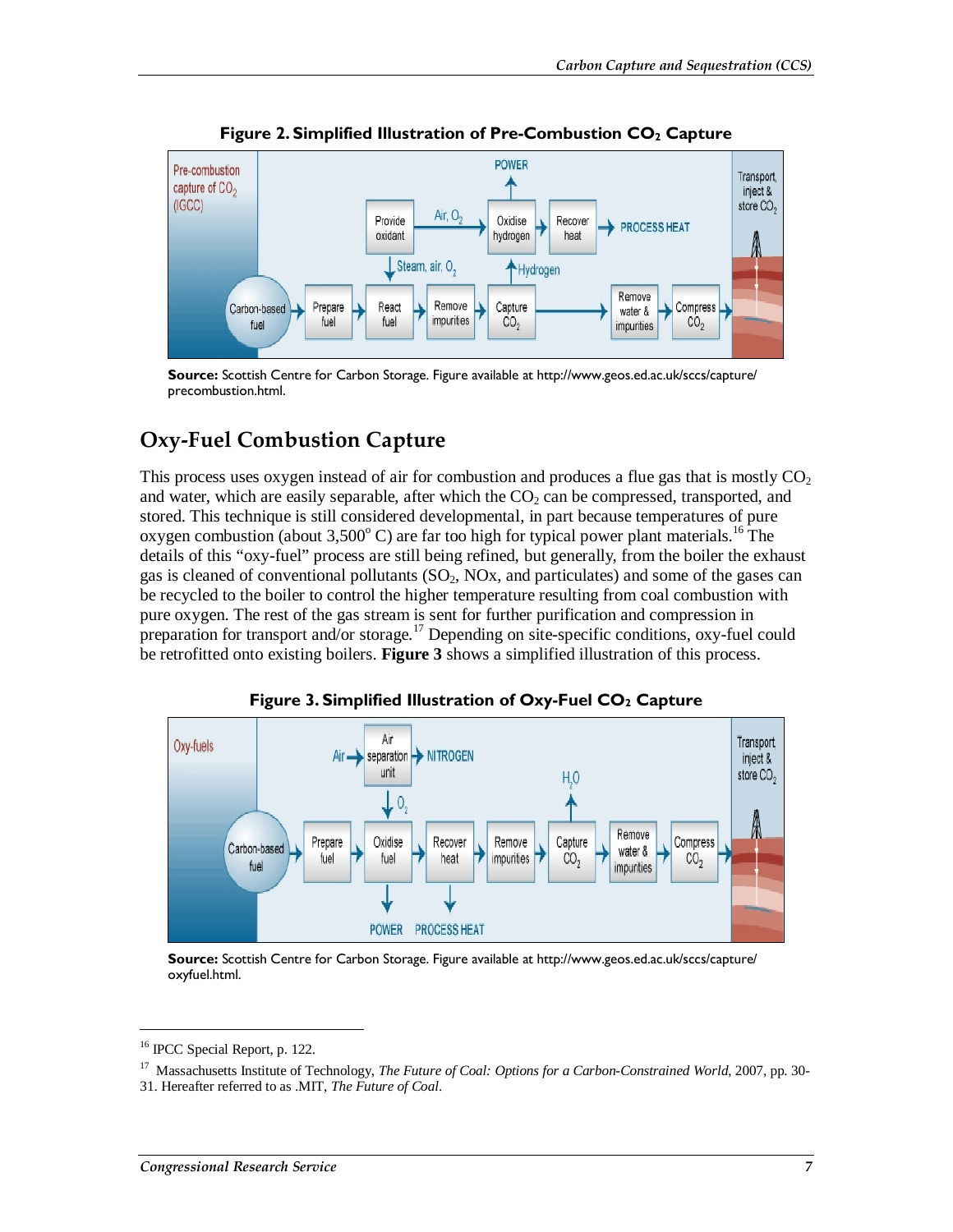**Figure 2. Simplified Illustration of Pre-Combustion $CO_2$ Capture**

**Source:** Scottish Centre for Carbon Storage. Figure available at http://www.geos.ed.ac.uk/sccs/capture/precombustion.html.

## Oxy-Fuel Combustion Capture

This process uses oxygen instead of air for combustion and produces a flue gas that is mostly $CO_2$ and water, which are easily separable, after which the $CO_2$ can be compressed, transported, and stored. This technique is still considered developmental, in part because temperatures of pure oxygen combustion (about 3,500° C) are far too high for typical power plant materials.[16] The details of this "oxy-fuel" process are still being refined, but generally, from the boiler the exhaust gas is cleaned of conventional pollutants ($SO_2$, NOx, and particulates) and some of the gases can be recycled to the boiler to control the higher temperature resulting from coal combustion with pure oxygen. The rest of the gas stream is sent for further purification and compression in preparation for transport and/or storage.[17] Depending on site-specific conditions, oxy-fuel could be retrofitted onto existing boilers. **Figure 3** shows a simplified illustration of this process.

**Figure 3. Simplified Illustration of Oxy-Fuel $CO_2$ Capture**

**Source:** Scottish Centre for Carbon Storage. Figure available at http://www.geos.ed.ac.uk/sccs/capture/oxyfuel.html.

---

[16] IPCC Special Report, p. 122.

[17] Massachusetts Institute of Technology, *The Future of Coal: Options for a Carbon-Constrained World*, 2007, pp. 30-31. Hereafter referred to as .MIT, *The Future of Coal*.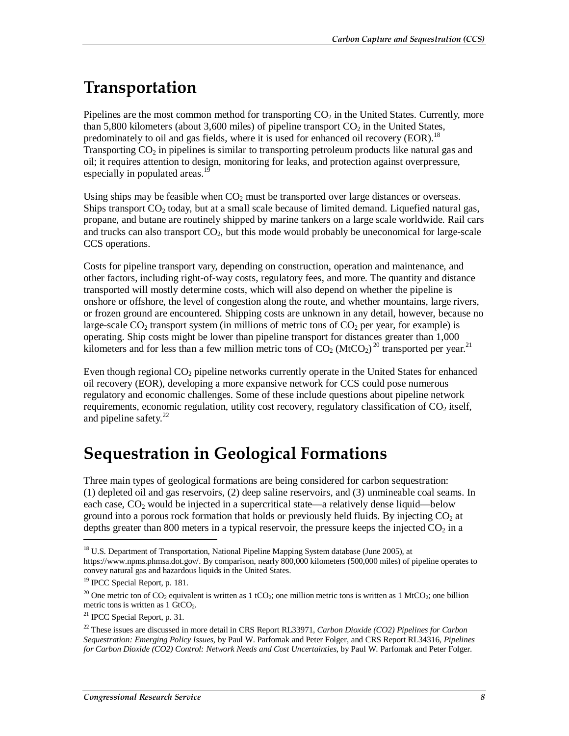## Transportation

Pipelines are the most common method for transporting $CO_2$ in the United States. Currently, more than 5,800 kilometers (about 3,600 miles) of pipeline transport $CO_2$ in the United States, predominately to oil and gas fields, where it is used for enhanced oil recovery (EOR).[18] Transporting $CO_2$ in pipelines is similar to transporting petroleum products like natural gas and oil; it requires attention to design, monitoring for leaks, and protection against overpressure, especially in populated areas.[19]

Using ships may be feasible when $CO_2$ must be transported over large distances or overseas. Ships transport $CO_2$ today, but at a small scale because of limited demand. Liquefied natural gas, propane, and butane are routinely shipped by marine tankers on a large scale worldwide. Rail cars and trucks can also transport $CO_2$, but this mode would probably be uneconomical for large-scale CCS operations.

Costs for pipeline transport vary, depending on construction, operation and maintenance, and other factors, including right-of-way costs, regulatory fees, and more. The quantity and distance transported will mostly determine costs, which will also depend on whether the pipeline is onshore or offshore, the level of congestion along the route, and whether mountains, large rivers, or frozen ground are encountered. Shipping costs are unknown in any detail, however, because no large-scale $CO_2$ transport system (in millions of metric tons of $CO_2$ per year, for example) is operating. Ship costs might be lower than pipeline transport for distances greater than 1,000 kilometers and for less than a few million metric tons of $CO_2$ ($MtCO_2$)[20] transported per year.[21]

Even though regional $CO_2$ pipeline networks currently operate in the United States for enhanced oil recovery (EOR), developing a more expansive network for CCS could pose numerous regulatory and economic challenges. Some of these include questions about pipeline network requirements, economic regulation, utility cost recovery, regulatory classification of $CO_2$ itself, and pipeline safety.[22]

## Sequestration in Geological Formations

Three main types of geological formations are being considered for carbon sequestration: (1) depleted oil and gas reservoirs, (2) deep saline reservoirs, and (3) unmineable coal seams. In each case, $CO_2$ would be injected in a supercritical state—a relatively dense liquid—below ground into a porous rock formation that holds or previously held fluids. By injecting $CO_2$ at depths greater than 800 meters in a typical reservoir, the pressure keeps the injected $CO_2$ in a

---

[18] U.S. Department of Transportation, National Pipeline Mapping System database (June 2005), at https://www.npms.phmsa.dot.gov/. By comparison, nearly 800,000 kilometers (500,000 miles) of pipeline operates to convey natural gas and hazardous liquids in the United States.

[19] IPCC Special Report, p. 181.

[20] One metric ton of $CO_2$ equivalent is written as 1 $tCO_2$; one million metric tons is written as 1 $MtCO_2$; one billion metric tons is written as 1 $GtCO_2$.

[21] IPCC Special Report, p. 31.

[22] These issues are discussed in more detail in CRS Report RL33971, *Carbon Dioxide (CO2) Pipelines for Carbon Sequestration: Emerging Policy Issues*, by Paul W. Parfomak and Peter Folger, and CRS Report RL34316, *Pipelines for Carbon Dioxide (CO2) Control: Network Needs and Cost Uncertainties*, by Paul W. Parfomak and Peter Folger.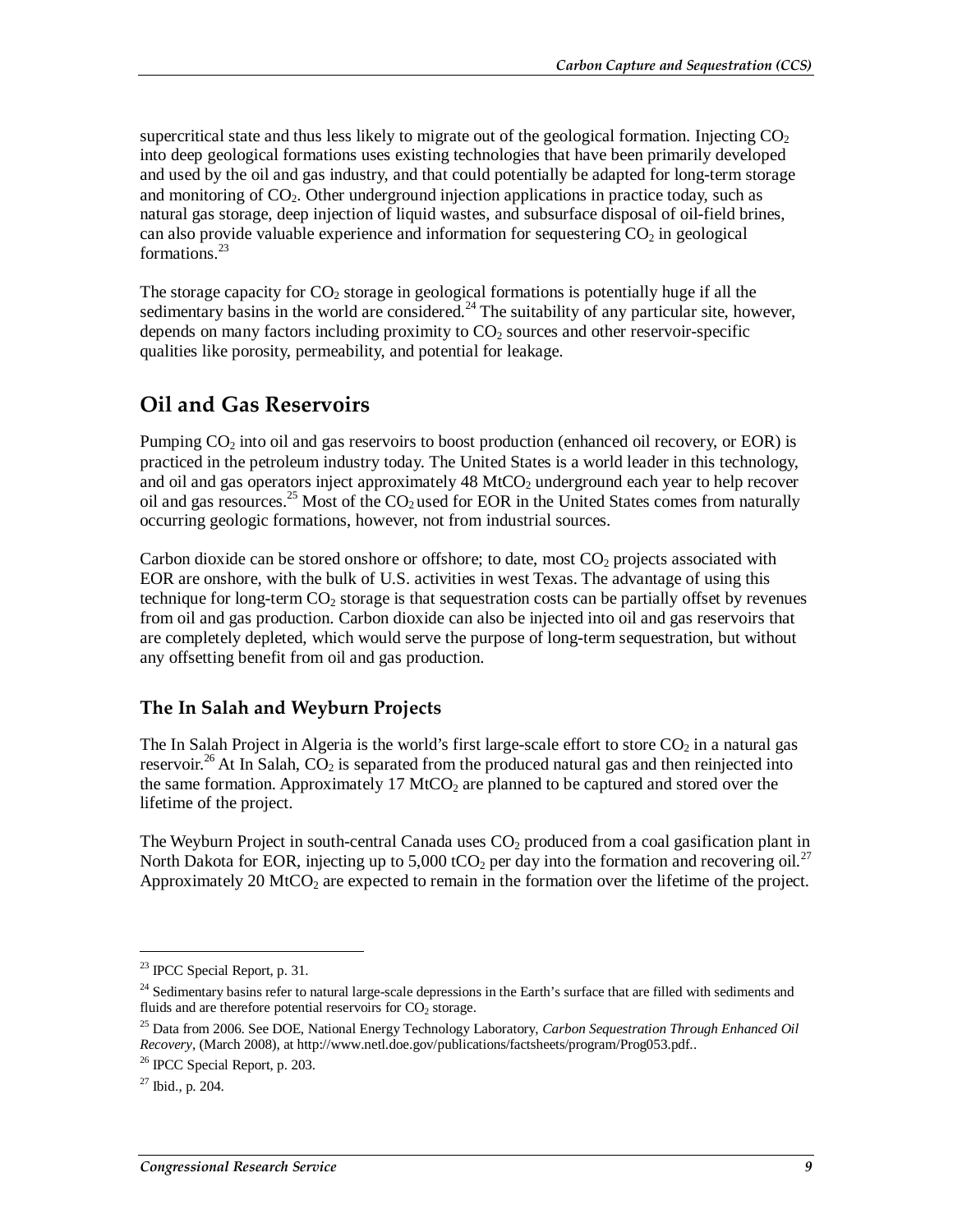supercritical state and thus less likely to migrate out of the geological formation. Injecting $CO_2$ into deep geological formations uses existing technologies that have been primarily developed and used by the oil and gas industry, and that could potentially be adapted for long-term storage and monitoring of $CO_2$. Other underground injection applications in practice today, such as natural gas storage, deep injection of liquid wastes, and subsurface disposal of oil-field brines, can also provide valuable experience and information for sequestering $CO_2$ in geological formations.[23]

The storage capacity for $CO_2$ storage in geological formations is potentially huge if all the sedimentary basins in the world are considered.[24] The suitability of any particular site, however, depends on many factors including proximity to $CO_2$ sources and other reservoir-specific qualities like porosity, permeability, and potential for leakage.

## Oil and Gas Reservoirs

Pumping $CO_2$ into oil and gas reservoirs to boost production (enhanced oil recovery, or EOR) is practiced in the petroleum industry today. The United States is a world leader in this technology, and oil and gas operators inject approximately 48 $MtCO_2$ underground each year to help recover oil and gas resources.[25] Most of the $CO_2$ used for EOR in the United States comes from naturally occurring geologic formations, however, not from industrial sources.

Carbon dioxide can be stored onshore or offshore; to date, most $CO_2$ projects associated with EOR are onshore, with the bulk of U.S. activities in west Texas. The advantage of using this technique for long-term $CO_2$ storage is that sequestration costs can be partially offset by revenues from oil and gas production. Carbon dioxide can also be injected into oil and gas reservoirs that are completely depleted, which would serve the purpose of long-term sequestration, but without any offsetting benefit from oil and gas production.

### The In Salah and Weyburn Projects

The In Salah Project in Algeria is the world's first large-scale effort to store $CO_2$ in a natural gas reservoir.[26] At In Salah, $CO_2$ is separated from the produced natural gas and then reinjected into the same formation. Approximately 17 $MtCO_2$ are planned to be captured and stored over the lifetime of the project.

The Weyburn Project in south-central Canada uses $CO_2$ produced from a coal gasification plant in North Dakota for EOR, injecting up to 5,000 $tCO_2$ per day into the formation and recovering oil.[27] Approximately 20 $MtCO_2$ are expected to remain in the formation over the lifetime of the project.

---

[23] IPCC Special Report, p. 31.

[24] Sedimentary basins refer to natural large-scale depressions in the Earth's surface that are filled with sediments and fluids and are therefore potential reservoirs for $CO_2$ storage.

[25] Data from 2006. See DOE, National Energy Technology Laboratory, *Carbon Sequestration Through Enhanced Oil Recovery*, (March 2008), at http://www.netl.doe.gov/publications/factsheets/program/Prog053.pdf..

[26] IPCC Special Report, p. 203.

[27] Ibid., p. 204.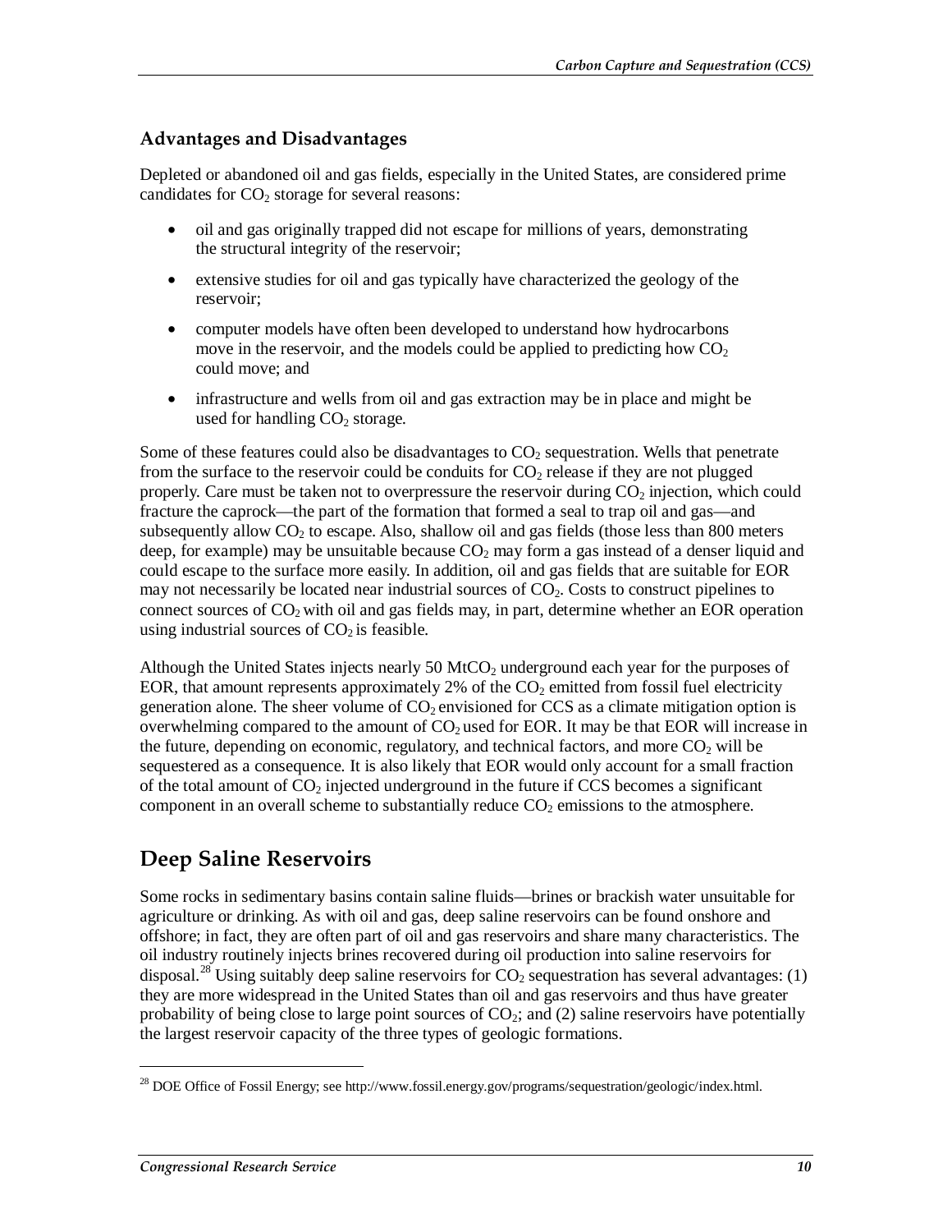### Advantages and Disadvantages

Depleted or abandoned oil and gas fields, especially in the United States, are considered prime candidates for $CO_2$ storage for several reasons:

- oil and gas originally trapped did not escape for millions of years, demonstrating the structural integrity of the reservoir;
- extensive studies for oil and gas typically have characterized the geology of the reservoir;
- computer models have often been developed to understand how hydrocarbons move in the reservoir, and the models could be applied to predicting how $CO_2$ could move; and
- infrastructure and wells from oil and gas extraction may be in place and might be used for handling $CO_2$ storage.

Some of these features could also be disadvantages to $CO_2$ sequestration. Wells that penetrate from the surface to the reservoir could be conduits for $CO_2$ release if they are not plugged properly. Care must be taken not to overpressure the reservoir during $CO_2$ injection, which could fracture the caprock—the part of the formation that formed a seal to trap oil and gas—and subsequently allow $CO_2$ to escape. Also, shallow oil and gas fields (those less than 800 meters deep, for example) may be unsuitable because $CO_2$ may form a gas instead of a denser liquid and could escape to the surface more easily. In addition, oil and gas fields that are suitable for EOR may not necessarily be located near industrial sources of $CO_2$. Costs to construct pipelines to connect sources of $CO_2$ with oil and gas fields may, in part, determine whether an EOR operation using industrial sources of $CO_2$ is feasible.

Although the United States injects nearly 50 $MtCO_2$ underground each year for the purposes of EOR, that amount represents approximately 2% of the $CO_2$ emitted from fossil fuel electricity generation alone. The sheer volume of $CO_2$ envisioned for CCS as a climate mitigation option is overwhelming compared to the amount of $CO_2$ used for EOR. It may be that EOR will increase in the future, depending on economic, regulatory, and technical factors, and more $CO_2$ will be sequestered as a consequence. It is also likely that EOR would only account for a small fraction of the total amount of $CO_2$ injected underground in the future if CCS becomes a significant component in an overall scheme to substantially reduce $CO_2$ emissions to the atmosphere.

## Deep Saline Reservoirs

Some rocks in sedimentary basins contain saline fluids—brines or brackish water unsuitable for agriculture or drinking. As with oil and gas, deep saline reservoirs can be found onshore and offshore; in fact, they are often part of oil and gas reservoirs and share many characteristics. The oil industry routinely injects brines recovered during oil production into saline reservoirs for disposal.[28] Using suitably deep saline reservoirs for $CO_2$ sequestration has several advantages: (1) they are more widespread in the United States than oil and gas reservoirs and thus have greater probability of being close to large point sources of $CO_2$; and (2) saline reservoirs have potentially the largest reservoir capacity of the three types of geologic formations.

[28] DOE Office of Fossil Energy; see http://www.fossil.energy.gov/programs/sequestration/geologic/index.html.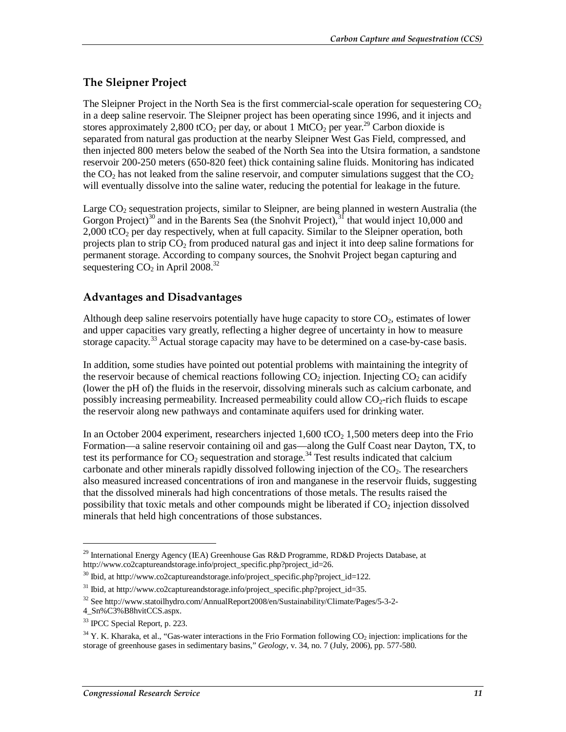## The Sleipner Project

The Sleipner Project in the North Sea is the first commercial-scale operation for sequestering $CO_2$ in a deep saline reservoir. The Sleipner project has been operating since 1996, and it injects and stores approximately 2,800 $tCO_2$ per day, or about 1 $MtCO_2$ per year.[29] Carbon dioxide is separated from natural gas production at the nearby Sleipner West Gas Field, compressed, and then injected 800 meters below the seabed of the North Sea into the Utsira formation, a sandstone reservoir 200-250 meters (650-820 feet) thick containing saline fluids. Monitoring has indicated the $CO_2$ has not leaked from the saline reservoir, and computer simulations suggest that the $CO_2$ will eventually dissolve into the saline water, reducing the potential for leakage in the future.

Large $CO_2$ sequestration projects, similar to Sleipner, are being planned in western Australia (the Gorgon Project)[30] and in the Barents Sea (the Snohvit Project),[31] that would inject 10,000 and 2,000 $tCO_2$ per day respectively, when at full capacity. Similar to the Sleipner operation, both projects plan to strip $CO_2$ from produced natural gas and inject it into deep saline formations for permanent storage. According to company sources, the Snohvit Project began capturing and sequestering $CO_2$ in April 2008.[32]

## Advantages and Disadvantages

Although deep saline reservoirs potentially have huge capacity to store $CO_2$, estimates of lower and upper capacities vary greatly, reflecting a higher degree of uncertainty in how to measure storage capacity.[33] Actual storage capacity may have to be determined on a case-by-case basis.

In addition, some studies have pointed out potential problems with maintaining the integrity of the reservoir because of chemical reactions following $CO_2$ injection. Injecting $CO_2$ can acidify (lower the pH of) the fluids in the reservoir, dissolving minerals such as calcium carbonate, and possibly increasing permeability. Increased permeability could allow $CO_2$-rich fluids to escape the reservoir along new pathways and contaminate aquifers used for drinking water.

In an October 2004 experiment, researchers injected 1,600 $tCO_2$ 1,500 meters deep into the Frio Formation—a saline reservoir containing oil and gas—along the Gulf Coast near Dayton, TX, to test its performance for $CO_2$ sequestration and storage.[34] Test results indicated that calcium carbonate and other minerals rapidly dissolved following injection of the $CO_2$. The researchers also measured increased concentrations of iron and manganese in the reservoir fluids, suggesting that the dissolved minerals had high concentrations of those metals. The results raised the possibility that toxic metals and other compounds might be liberated if $CO_2$ injection dissolved minerals that held high concentrations of those substances.

---

[29] International Energy Agency (IEA) Greenhouse Gas R&D Programme, RD&D Projects Database, at http://www.co2captureandstorage.info/project_specific.php?project_id=26.

[30] Ibid, at http://www.co2captureandstorage.info/project_specific.php?project_id=122.

[31] Ibid, at http://www.co2captureandstorage.info/project_specific.php?project_id=35.

[32] See http://www.statoilhydro.com/AnnualReport2008/en/Sustainability/Climate/Pages/5-3-2-4_Sn%C3%B8hvitCCS.aspx.

[33] IPCC Special Report, p. 223.

[34] Y. K. Kharaka, et al., "Gas-water interactions in the Frio Formation following $CO_2$ injection: implications for the storage of greenhouse gases in sedimentary basins," *Geology*, v. 34, no. 7 (July, 2006), pp. 577-580.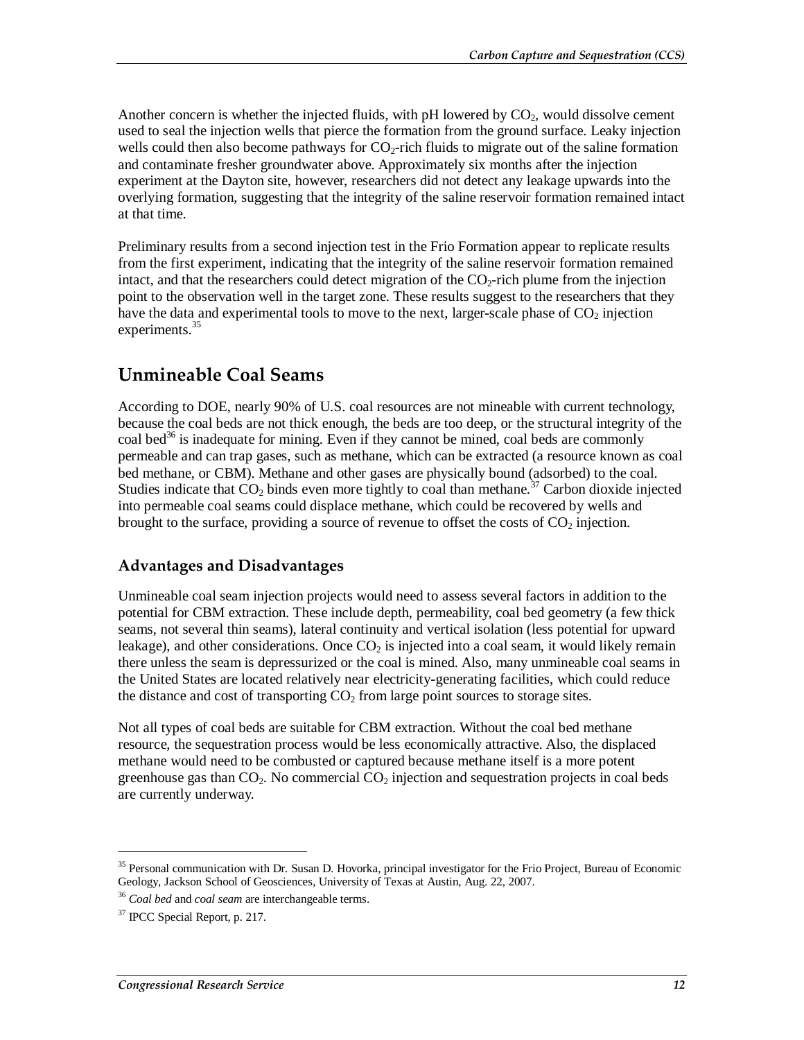Another concern is whether the injected fluids, with pH lowered by $CO_2$, would dissolve cement used to seal the injection wells that pierce the formation from the ground surface. Leaky injection wells could then also become pathways for $CO_2$-rich fluids to migrate out of the saline formation and contaminate fresher groundwater above. Approximately six months after the injection experiment at the Dayton site, however, researchers did not detect any leakage upwards into the overlying formation, suggesting that the integrity of the saline reservoir formation remained intact at that time.

Preliminary results from a second injection test in the Frio Formation appear to replicate results from the first experiment, indicating that the integrity of the saline reservoir formation remained intact, and that the researchers could detect migration of the $CO_2$-rich plume from the injection point to the observation well in the target zone. These results suggest to the researchers that they have the data and experimental tools to move to the next, larger-scale phase of $CO_2$ injection experiments.[35]

## Unmineable Coal Seams

According to DOE, nearly 90% of U.S. coal resources are not mineable with current technology, because the coal beds are not thick enough, the beds are too deep, or the structural integrity of the coal bed[36] is inadequate for mining. Even if they cannot be mined, coal beds are commonly permeable and can trap gases, such as methane, which can be extracted (a resource known as coal bed methane, or CBM). Methane and other gases are physically bound (adsorbed) to the coal. Studies indicate that $CO_2$ binds even more tightly to coal than methane.[37] Carbon dioxide injected into permeable coal seams could displace methane, which could be recovered by wells and brought to the surface, providing a source of revenue to offset the costs of $CO_2$ injection.

### Advantages and Disadvantages

Unmineable coal seam injection projects would need to assess several factors in addition to the potential for CBM extraction. These include depth, permeability, coal bed geometry (a few thick seams, not several thin seams), lateral continuity and vertical isolation (less potential for upward leakage), and other considerations. Once $CO_2$ is injected into a coal seam, it would likely remain there unless the seam is depressurized or the coal is mined. Also, many unmineable coal seams in the United States are located relatively near electricity-generating facilities, which could reduce the distance and cost of transporting $CO_2$ from large point sources to storage sites.

Not all types of coal beds are suitable for CBM extraction. Without the coal bed methane resource, the sequestration process would be less economically attractive. Also, the displaced methane would need to be combusted or captured because methane itself is a more potent greenhouse gas than $CO_2$. No commercial $CO_2$ injection and sequestration projects in coal beds are currently underway.

---

[35] Personal communication with Dr. Susan D. Hovorka, principal investigator for the Frio Project, Bureau of Economic Geology, Jackson School of Geosciences, University of Texas at Austin, Aug. 22, 2007.

[36] *Coal bed* and *coal seam* are interchangeable terms.

[37] IPCC Special Report, p. 217.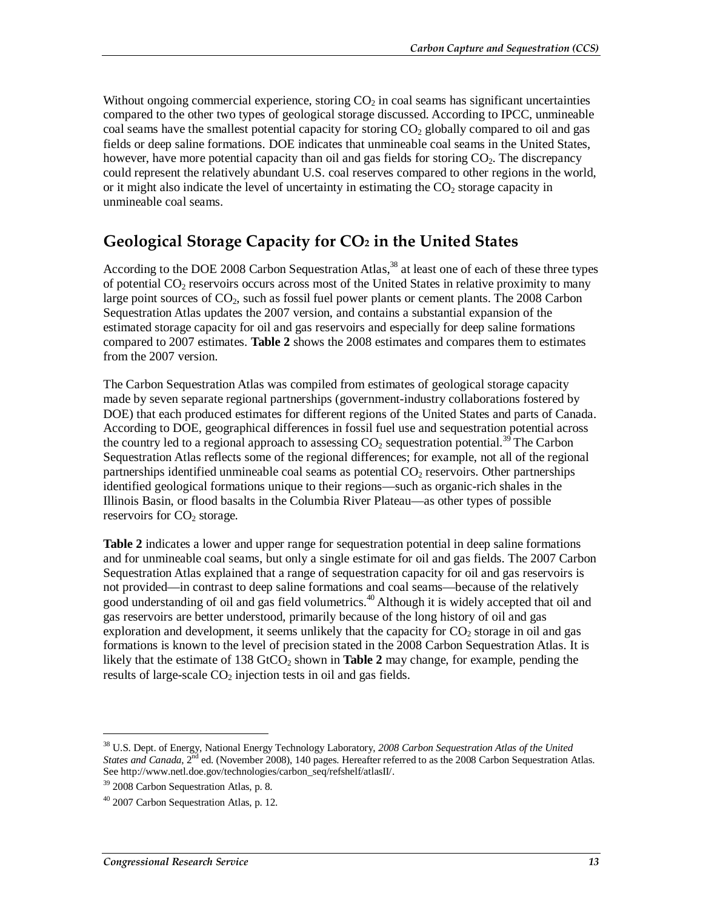Without ongoing commercial experience, storing $CO_2$ in coal seams has significant uncertainties compared to the other two types of geological storage discussed. According to IPCC, unmineable coal seams have the smallest potential capacity for storing $CO_2$ globally compared to oil and gas fields or deep saline formations. DOE indicates that unmineable coal seams in the United States, however, have more potential capacity than oil and gas fields for storing $CO_2$. The discrepancy could represent the relatively abundant U.S. coal reserves compared to other regions in the world, or it might also indicate the level of uncertainty in estimating the $CO_2$ storage capacity in unmineable coal seams.

## Geological Storage Capacity for $CO_2$ in the United States

According to the DOE 2008 Carbon Sequestration Atlas,[38] at least one of each of these three types of potential $CO_2$ reservoirs occurs across most of the United States in relative proximity to many large point sources of $CO_2$, such as fossil fuel power plants or cement plants. The 2008 Carbon Sequestration Atlas updates the 2007 version, and contains a substantial expansion of the estimated storage capacity for oil and gas reservoirs and especially for deep saline formations compared to 2007 estimates. **Table 2** shows the 2008 estimates and compares them to estimates from the 2007 version.

The Carbon Sequestration Atlas was compiled from estimates of geological storage capacity made by seven separate regional partnerships (government-industry collaborations fostered by DOE) that each produced estimates for different regions of the United States and parts of Canada. According to DOE, geographical differences in fossil fuel use and sequestration potential across the country led to a regional approach to assessing $CO_2$ sequestration potential.[39] The Carbon Sequestration Atlas reflects some of the regional differences; for example, not all of the regional partnerships identified unmineable coal seams as potential $CO_2$ reservoirs. Other partnerships identified geological formations unique to their regions—such as organic-rich shales in the Illinois Basin, or flood basalts in the Columbia River Plateau—as other types of possible reservoirs for $CO_2$ storage.

**Table 2** indicates a lower and upper range for sequestration potential in deep saline formations and for unmineable coal seams, but only a single estimate for oil and gas fields. The 2007 Carbon Sequestration Atlas explained that a range of sequestration capacity for oil and gas reservoirs is not provided—in contrast to deep saline formations and coal seams—because of the relatively good understanding of oil and gas field volumetrics.[40] Although it is widely accepted that oil and gas reservoirs are better understood, primarily because of the long history of oil and gas exploration and development, it seems unlikely that the capacity for $CO_2$ storage in oil and gas formations is known to the level of precision stated in the 2008 Carbon Sequestration Atlas. It is likely that the estimate of 138 $GtCO_2$ shown in **Table 2** may change, for example, pending the results of large-scale $CO_2$ injection tests in oil and gas fields.

---

[38] U.S. Dept. of Energy, National Energy Technology Laboratory, *2008 Carbon Sequestration Atlas of the United States and Canada*, 2nd ed. (November 2008), 140 pages. Hereafter referred to as the 2008 Carbon Sequestration Atlas. See http://www.netl.doe.gov/technologies/carbon_seq/refshelf/atlasII/.

[39] 2008 Carbon Sequestration Atlas, p. 8.

[40] 2007 Carbon Sequestration Atlas, p. 12.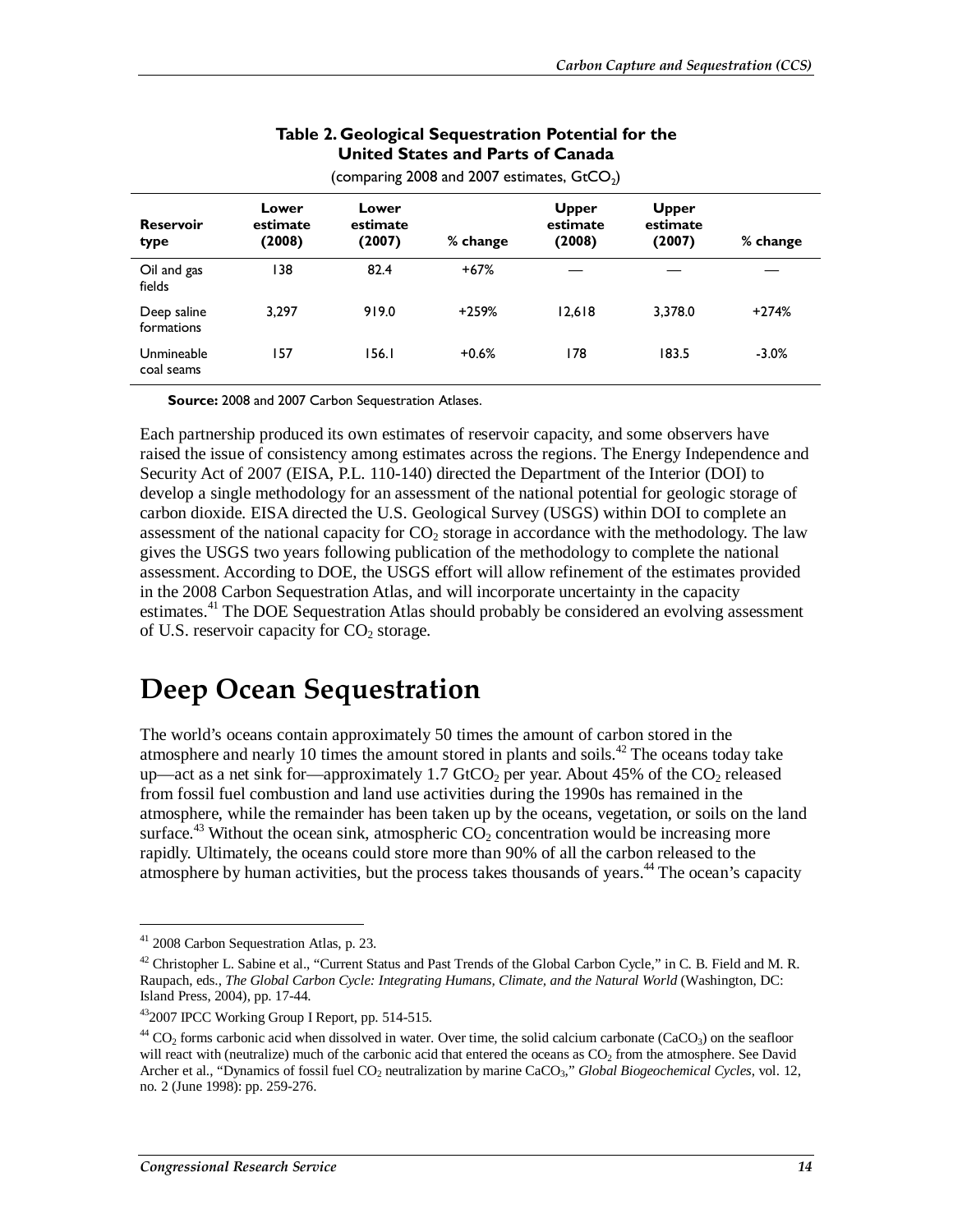**Table 2. Geological Sequestration Potential for the United States and Parts of Canada**

(comparing 2008 and 2007 estimates, $GtCO_2$)

| Reservoir type | Lower estimate (2008) | Lower estimate (2007) | % change | Upper estimate (2008) | Upper estimate (2007) | % change |
|---|---|---|---|---|---|---|
| Oil and gas fields | 138 | 82.4 | +67% | — | — | — |
| Deep saline formations | 3,297 | 919.0 | +259% | 12,618 | 3,378.0 | +274% |
| Unmineable coal seams | 157 | 156.1 | +0.6% | 178 | 183.5 | -3.0% |

**Source:** 2008 and 2007 Carbon Sequestration Atlases.

Each partnership produced its own estimates of reservoir capacity, and some observers have raised the issue of consistency among estimates across the regions. The Energy Independence and Security Act of 2007 (EISA, P.L. 110-140) directed the Department of the Interior (DOI) to develop a single methodology for an assessment of the national potential for geologic storage of carbon dioxide. EISA directed the U.S. Geological Survey (USGS) within DOI to complete an assessment of the national capacity for $CO_2$ storage in accordance with the methodology. The law gives the USGS two years following publication of the methodology to complete the national assessment. According to DOE, the USGS effort will allow refinement of the estimates provided in the 2008 Carbon Sequestration Atlas, and will incorporate uncertainty in the capacity estimates.[41] The DOE Sequestration Atlas should probably be considered an evolving assessment of U.S. reservoir capacity for $CO_2$ storage.

# Deep Ocean Sequestration

The world's oceans contain approximately 50 times the amount of carbon stored in the atmosphere and nearly 10 times the amount stored in plants and soils.[42] The oceans today take up—act as a net sink for—approximately 1.7 $GtCO_2$ per year. About 45% of the $CO_2$ released from fossil fuel combustion and land use activities during the 1990s has remained in the atmosphere, while the remainder has been taken up by the oceans, vegetation, or soils on the land surface.[43] Without the ocean sink, atmospheric $CO_2$ concentration would be increasing more rapidly. Ultimately, the oceans could store more than 90% of all the carbon released to the atmosphere by human activities, but the process takes thousands of years.[44] The ocean's capacity

---

[41] 2008 Carbon Sequestration Atlas, p. 23.

[42] Christopher L. Sabine et al., "Current Status and Past Trends of the Global Carbon Cycle," in C. B. Field and M. R. Raupach, eds., *The Global Carbon Cycle: Integrating Humans, Climate, and the Natural World* (Washington, DC: Island Press, 2004), pp. 17-44.

[43] 2007 IPCC Working Group I Report, pp. 514-515.

[44] $CO_2$ forms carbonic acid when dissolved in water. Over time, the solid calcium carbonate ($CaCO_3$) on the seafloor will react with (neutralize) much of the carbonic acid that entered the oceans as $CO_2$ from the atmosphere. See David Archer et al., "Dynamics of fossil fuel $CO_2$ neutralization by marine $CaCO_3$," *Global Biogeochemical Cycles*, vol. 12, no. 2 (June 1998): pp. 259-276.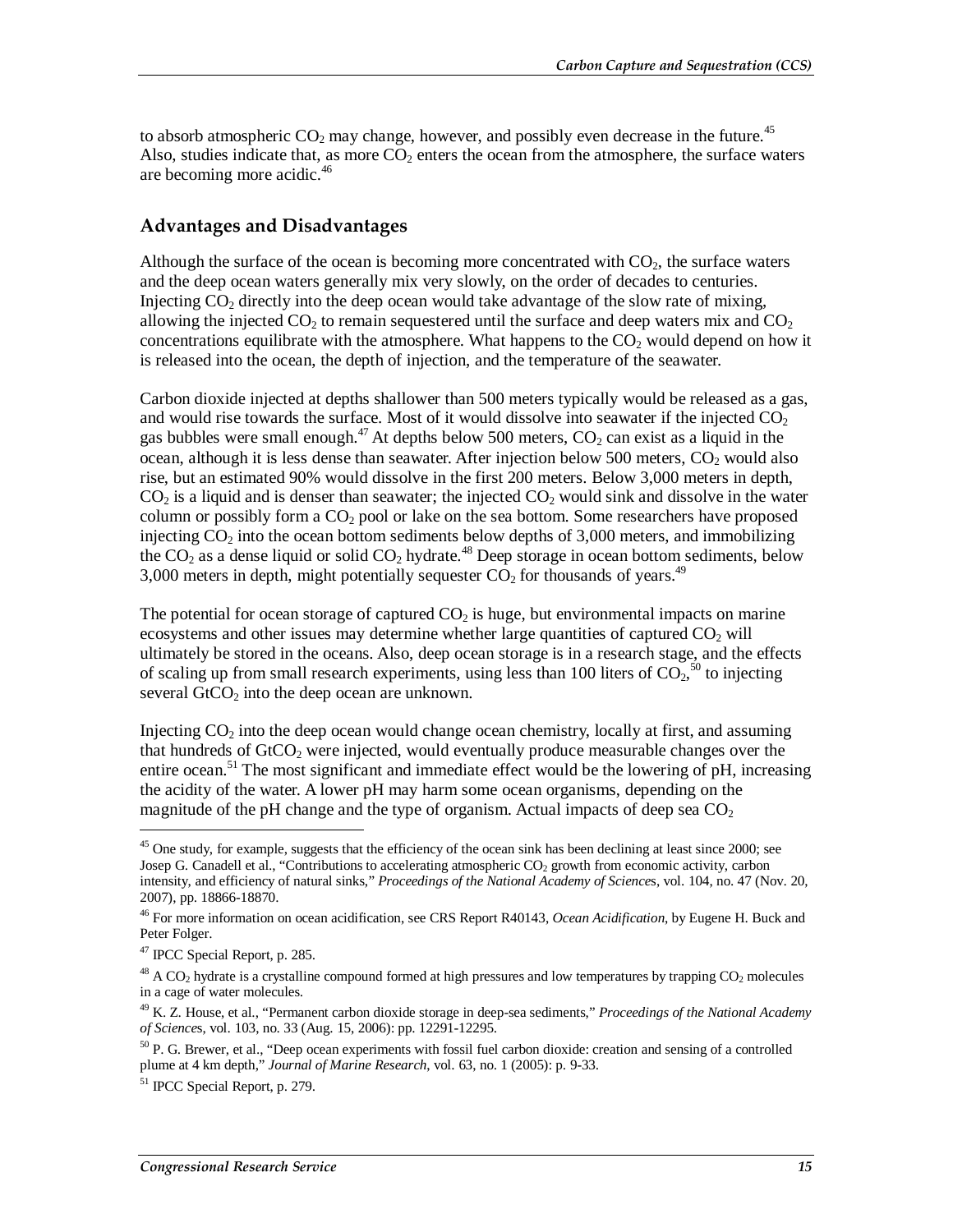to absorb atmospheric $CO_2$ may change, however, and possibly even decrease in the future.[45] Also, studies indicate that, as more $CO_2$ enters the ocean from the atmosphere, the surface waters are becoming more acidic.[46]

## Advantages and Disadvantages

Although the surface of the ocean is becoming more concentrated with $CO_2$, the surface waters and the deep ocean waters generally mix very slowly, on the order of decades to centuries. Injecting $CO_2$ directly into the deep ocean would take advantage of the slow rate of mixing, allowing the injected $CO_2$ to remain sequestered until the surface and deep waters mix and $CO_2$ concentrations equilibrate with the atmosphere. What happens to the $CO_2$ would depend on how it is released into the ocean, the depth of injection, and the temperature of the seawater.

Carbon dioxide injected at depths shallower than 500 meters typically would be released as a gas, and would rise towards the surface. Most of it would dissolve into seawater if the injected $CO_2$ gas bubbles were small enough.[47] At depths below 500 meters, $CO_2$ can exist as a liquid in the ocean, although it is less dense than seawater. After injection below 500 meters, $CO_2$ would also rise, but an estimated 90% would dissolve in the first 200 meters. Below 3,000 meters in depth, $CO_2$ is a liquid and is denser than seawater; the injected $CO_2$ would sink and dissolve in the water column or possibly form a $CO_2$ pool or lake on the sea bottom. Some researchers have proposed injecting $CO_2$ into the ocean bottom sediments below depths of 3,000 meters, and immobilizing the $CO_2$ as a dense liquid or solid $CO_2$ hydrate.[48] Deep storage in ocean bottom sediments, below 3,000 meters in depth, might potentially sequester $CO_2$ for thousands of years.[49]

The potential for ocean storage of captured $CO_2$ is huge, but environmental impacts on marine ecosystems and other issues may determine whether large quantities of captured $CO_2$ will ultimately be stored in the oceans. Also, deep ocean storage is in a research stage, and the effects of scaling up from small research experiments, using less than 100 liters of $CO_2$,[50] to injecting several $GtCO_2$ into the deep ocean are unknown.

Injecting $CO_2$ into the deep ocean would change ocean chemistry, locally at first, and assuming that hundreds of $GtCO_2$ were injected, would eventually produce measurable changes over the entire ocean.[51] The most significant and immediate effect would be the lowering of pH, increasing the acidity of the water. A lower pH may harm some ocean organisms, depending on the magnitude of the pH change and the type of organism. Actual impacts of deep sea $CO_2$

---

[45] One study, for example, suggests that the efficiency of the ocean sink has been declining at least since 2000; see Josep G. Canadell et al., "Contributions to accelerating atmospheric $CO_2$ growth from economic activity, carbon intensity, and efficiency of natural sinks," *Proceedings of the National Academy of Sciences*, vol. 104, no. 47 (Nov. 20, 2007), pp. 18866-18870.

[46] For more information on ocean acidification, see CRS Report R40143, *Ocean Acidification*, by Eugene H. Buck and Peter Folger.

[47] IPCC Special Report, p. 285.

[48] A $CO_2$ hydrate is a crystalline compound formed at high pressures and low temperatures by trapping $CO_2$ molecules in a cage of water molecules.

[49] K. Z. House, et al., "Permanent carbon dioxide storage in deep-sea sediments," *Proceedings of the National Academy of Sciences*, vol. 103, no. 33 (Aug. 15, 2006): pp. 12291-12295.

[50] P. G. Brewer, et al., "Deep ocean experiments with fossil fuel carbon dioxide: creation and sensing of a controlled plume at 4 km depth," *Journal of Marine Research*, vol. 63, no. 1 (2005): p. 9-33.

[51] IPCC Special Report, p. 279.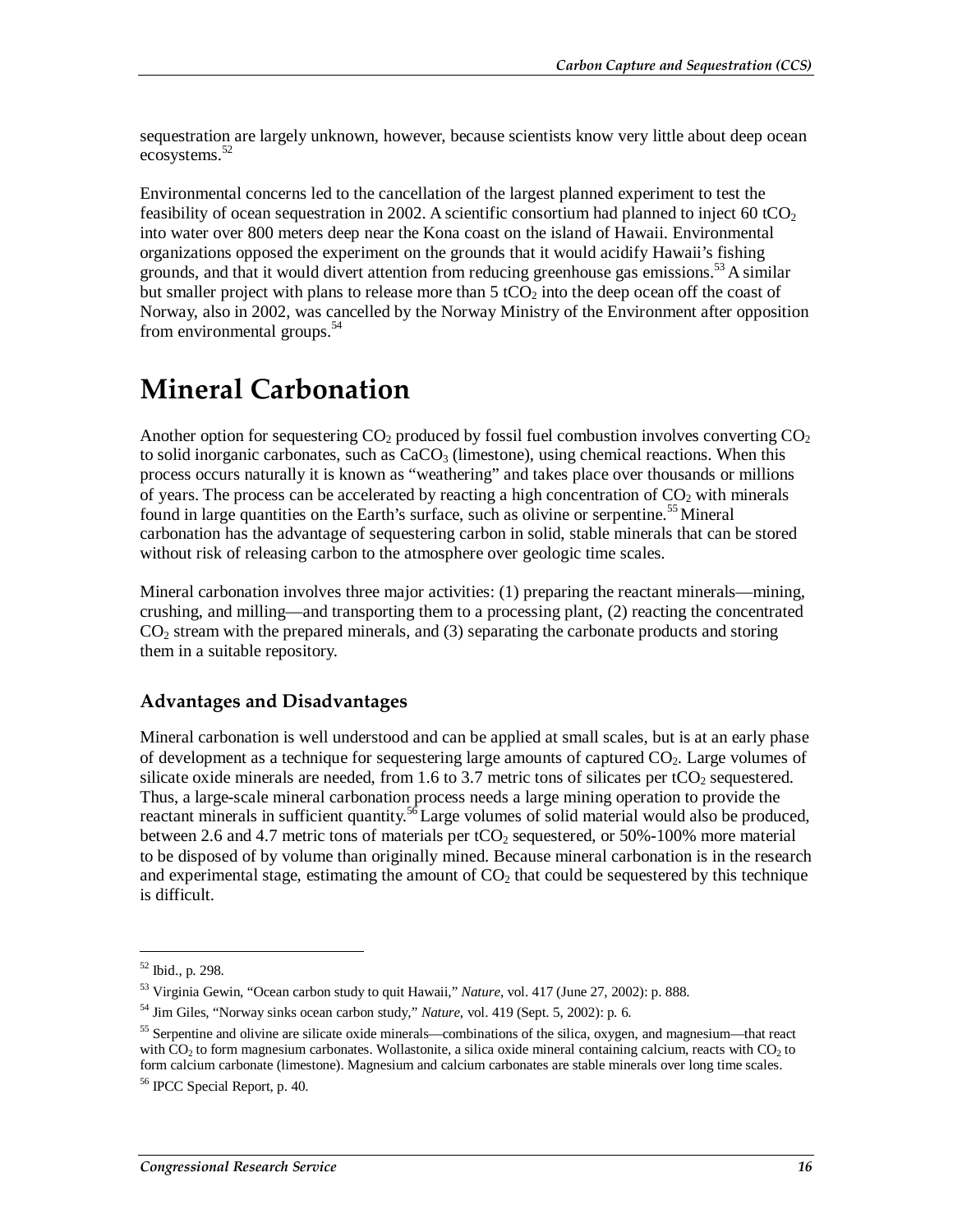sequestration are largely unknown, however, because scientists know very little about deep ocean ecosystems.[52]

Environmental concerns led to the cancellation of the largest planned experiment to test the feasibility of ocean sequestration in 2002. A scientific consortium had planned to inject 60 $tCO_2$ into water over 800 meters deep near the Kona coast on the island of Hawaii. Environmental organizations opposed the experiment on the grounds that it would acidify Hawaii's fishing grounds, and that it would divert attention from reducing greenhouse gas emissions.[53] A similar but smaller project with plans to release more than 5 $tCO_2$ into the deep ocean off the coast of Norway, also in 2002, was cancelled by the Norway Ministry of the Environment after opposition from environmental groups.[54]

# Mineral Carbonation

Another option for sequestering $CO_2$ produced by fossil fuel combustion involves converting $CO_2$ to solid inorganic carbonates, such as $CaCO_3$ (limestone), using chemical reactions. When this process occurs naturally it is known as "weathering" and takes place over thousands or millions of years. The process can be accelerated by reacting a high concentration of $CO_2$ with minerals found in large quantities on the Earth's surface, such as olivine or serpentine.[55] Mineral carbonation has the advantage of sequestering carbon in solid, stable minerals that can be stored without risk of releasing carbon to the atmosphere over geologic time scales.

Mineral carbonation involves three major activities: (1) preparing the reactant minerals—mining, crushing, and milling—and transporting them to a processing plant, (2) reacting the concentrated $CO_2$ stream with the prepared minerals, and (3) separating the carbonate products and storing them in a suitable repository.

## Advantages and Disadvantages

Mineral carbonation is well understood and can be applied at small scales, but is at an early phase of development as a technique for sequestering large amounts of captured $CO_2$. Large volumes of silicate oxide minerals are needed, from 1.6 to 3.7 metric tons of silicates per $tCO_2$ sequestered. Thus, a large-scale mineral carbonation process needs a large mining operation to provide the reactant minerals in sufficient quantity.[56] Large volumes of solid material would also be produced, between 2.6 and 4.7 metric tons of materials per $tCO_2$ sequestered, or 50%-100% more material to be disposed of by volume than originally mined. Because mineral carbonation is in the research and experimental stage, estimating the amount of $CO_2$ that could be sequestered by this technique is difficult.

---

[52] Ibid., p. 298.

[53] Virginia Gewin, "Ocean carbon study to quit Hawaii," *Nature*, vol. 417 (June 27, 2002): p. 888.

[54] Jim Giles, "Norway sinks ocean carbon study," *Nature*, vol. 419 (Sept. 5, 2002): p. 6.

[55] Serpentine and olivine are silicate oxide minerals—combinations of the silica, oxygen, and magnesium—that react with $CO_2$ to form magnesium carbonates. Wollastonite, a silica oxide mineral containing calcium, reacts with $CO_2$ to form calcium carbonate (limestone). Magnesium and calcium carbonates are stable minerals over long time scales.

[56] IPCC Special Report, p. 40.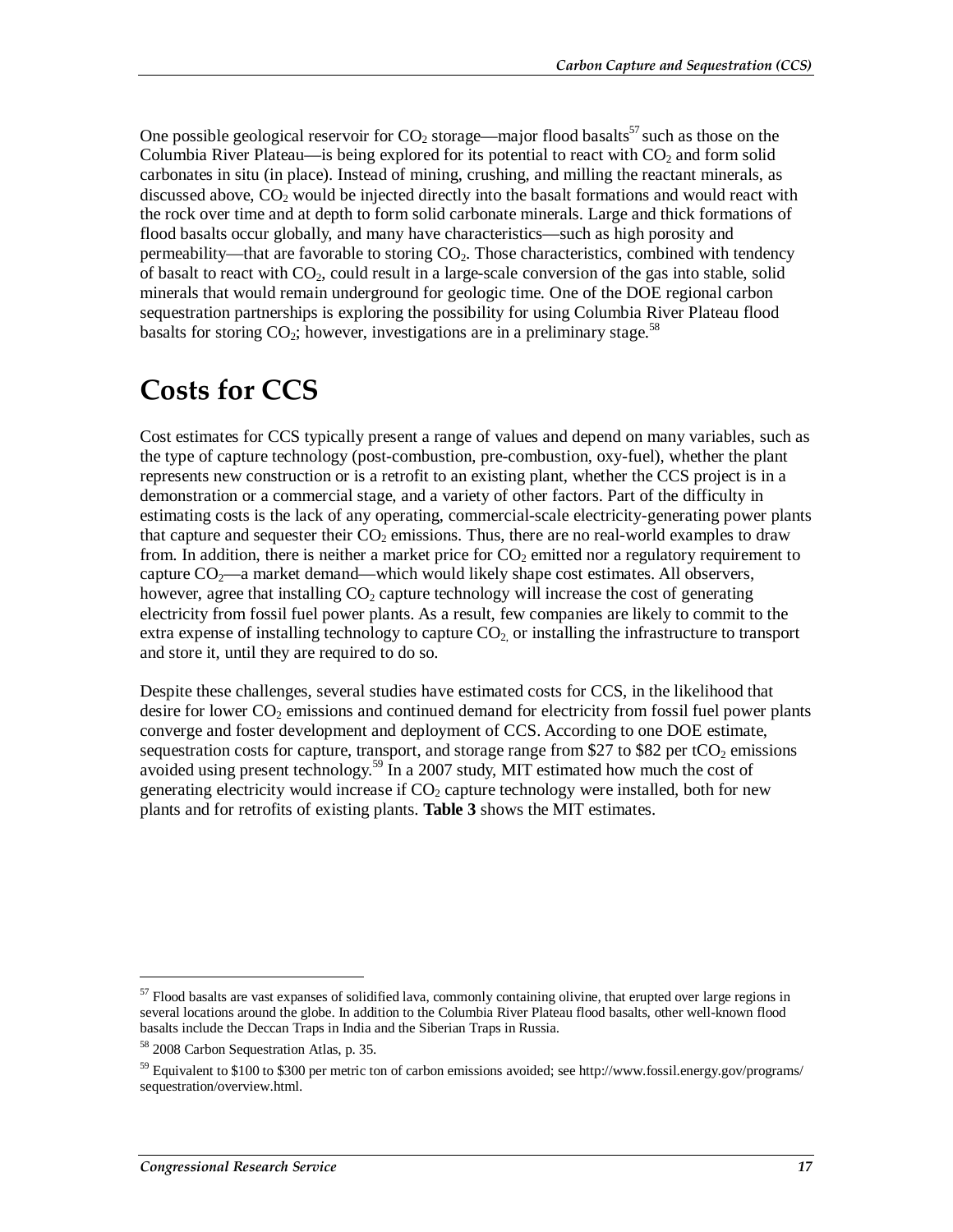One possible geological reservoir for $CO_2$ storage—major flood basalts[57] such as those on the Columbia River Plateau—is being explored for its potential to react with $CO_2$ and form solid carbonates in situ (in place). Instead of mining, crushing, and milling the reactant minerals, as discussed above, $CO_2$ would be injected directly into the basalt formations and would react with the rock over time and at depth to form solid carbonate minerals. Large and thick formations of flood basalts occur globally, and many have characteristics—such as high porosity and permeability—that are favorable to storing $CO_2$. Those characteristics, combined with tendency of basalt to react with $CO_2$, could result in a large-scale conversion of the gas into stable, solid minerals that would remain underground for geologic time. One of the DOE regional carbon sequestration partnerships is exploring the possibility for using Columbia River Plateau flood basalts for storing $CO_2$; however, investigations are in a preliminary stage.[58]

# Costs for CCS

Cost estimates for CCS typically present a range of values and depend on many variables, such as the type of capture technology (post-combustion, pre-combustion, oxy-fuel), whether the plant represents new construction or is a retrofit to an existing plant, whether the CCS project is in a demonstration or a commercial stage, and a variety of other factors. Part of the difficulty in estimating costs is the lack of any operating, commercial-scale electricity-generating power plants that capture and sequester their $CO_2$ emissions. Thus, there are no real-world examples to draw from. In addition, there is neither a market price for $CO_2$ emitted nor a regulatory requirement to capture $CO_2$—a market demand—which would likely shape cost estimates. All observers, however, agree that installing $CO_2$ capture technology will increase the cost of generating electricity from fossil fuel power plants. As a result, few companies are likely to commit to the extra expense of installing technology to capture $CO_2$, or installing the infrastructure to transport and store it, until they are required to do so.

Despite these challenges, several studies have estimated costs for CCS, in the likelihood that desire for lower $CO_2$ emissions and continued demand for electricity from fossil fuel power plants converge and foster development and deployment of CCS. According to one DOE estimate, sequestration costs for capture, transport, and storage range from \$27 to \$82 per $tCO_2$ emissions avoided using present technology.[59] In a 2007 study, MIT estimated how much the cost of generating electricity would increase if $CO_2$ capture technology were installed, both for new plants and for retrofits of existing plants. **Table 3** shows the MIT estimates.

---

[57] Flood basalts are vast expanses of solidified lava, commonly containing olivine, that erupted over large regions in several locations around the globe. In addition to the Columbia River Plateau flood basalts, other well-known flood basalts include the Deccan Traps in India and the Siberian Traps in Russia.

[58] 2008 Carbon Sequestration Atlas, p. 35.

[59] Equivalent to \$100 to \$300 per metric ton of carbon emissions avoided; see http://www.fossil.energy.gov/programs/sequestration/overview.html.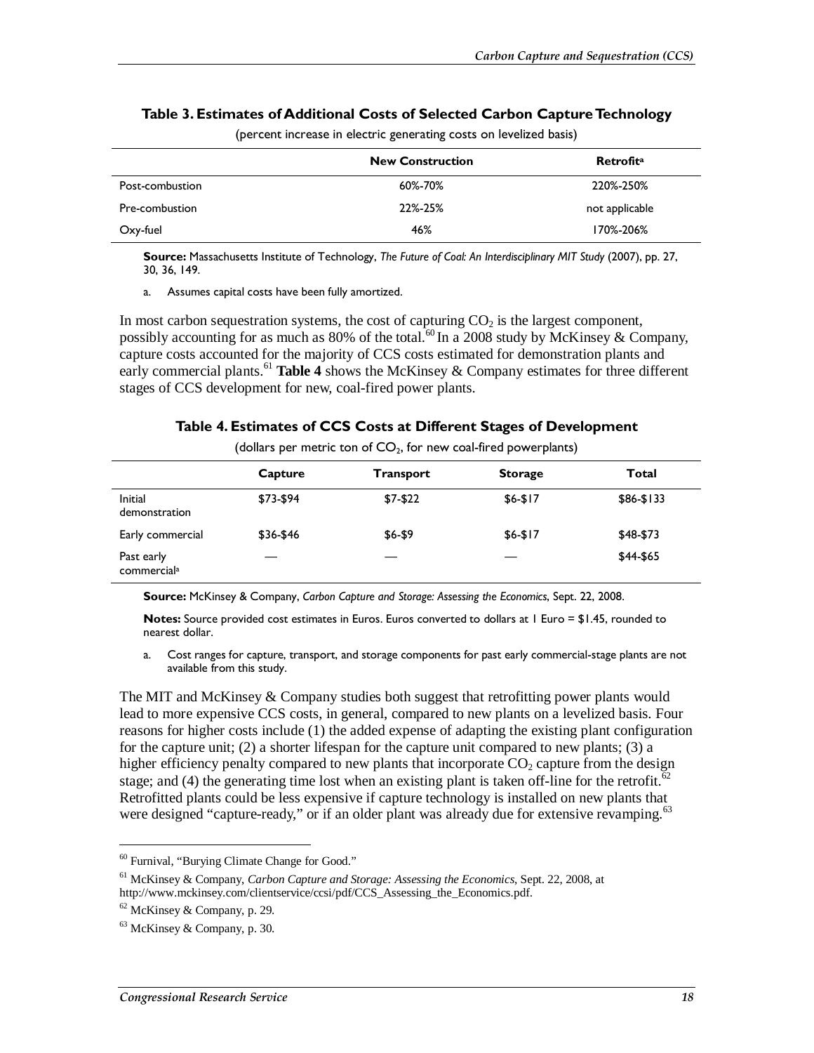**Table 3. Estimates of Additional Costs of Selected Carbon Capture Technology**

(percent increase in electric generating costs on levelized basis)

| | New Construction | Retrofit[a] |
|---|---|---|
| Post-combustion | 60%-70% | 220%-250% |
| Pre-combustion | 22%-25% | not applicable |
| Oxy-fuel | 46% | 170%-206% |

**Source:** Massachusetts Institute of Technology, *The Future of Coal: An Interdisciplinary MIT Study* (2007), pp. 27, 30, 36, 149.

a. Assumes capital costs have been fully amortized.

In most carbon sequestration systems, the cost of capturing $CO_2$ is the largest component, possibly accounting for as much as 80% of the total.[60] In a 2008 study by McKinsey & Company, capture costs accounted for the majority of CCS costs estimated for demonstration plants and early commercial plants.[61] **Table 4** shows the McKinsey & Company estimates for three different stages of CCS development for new, coal-fired power plants.

**Table 4. Estimates of CCS Costs at Different Stages of Development**

(dollars per metric ton of $CO_2$, for new coal-fired powerplants)

| | Capture | Transport | Storage | Total |
|---|---|---|---|---|
| Initial demonstration | $73-$94 | $7-$22 | $6-$17 | $86-$133 |
| Early commercial | $36-$46 | $6-$9 | $6-$17 | $48-$73 |
| Past early commercial[a] | — | — | — | $44-$65 |

**Source:** McKinsey & Company, *Carbon Capture and Storage: Assessing the Economics*, Sept. 22, 2008.

**Notes:** Source provided cost estimates in Euros. Euros converted to dollars at 1 Euro = $1.45, rounded to nearest dollar.

a. Cost ranges for capture, transport, and storage components for past early commercial-stage plants are not available from this study.

The MIT and McKinsey & Company studies both suggest that retrofitting power plants would lead to more expensive CCS costs, in general, compared to new plants on a levelized basis. Four reasons for higher costs include (1) the added expense of adapting the existing plant configuration for the capture unit; (2) a shorter lifespan for the capture unit compared to new plants; (3) a higher efficiency penalty compared to new plants that incorporate $CO_2$ capture from the design stage; and (4) the generating time lost when an existing plant is taken off-line for the retrofit.[62] Retrofitted plants could be less expensive if capture technology is installed on new plants that were designed "capture-ready," or if an older plant was already due for extensive revamping.[63]

---

[60] Furnival, "Burying Climate Change for Good."

[61] McKinsey & Company, *Carbon Capture and Storage: Assessing the Economics*, Sept. 22, 2008, at http://www.mckinsey.com/clientservice/ccsi/pdf/CCS_Assessing_the_Economics.pdf.

[62] McKinsey & Company, p. 29.

[63] McKinsey & Company, p. 30.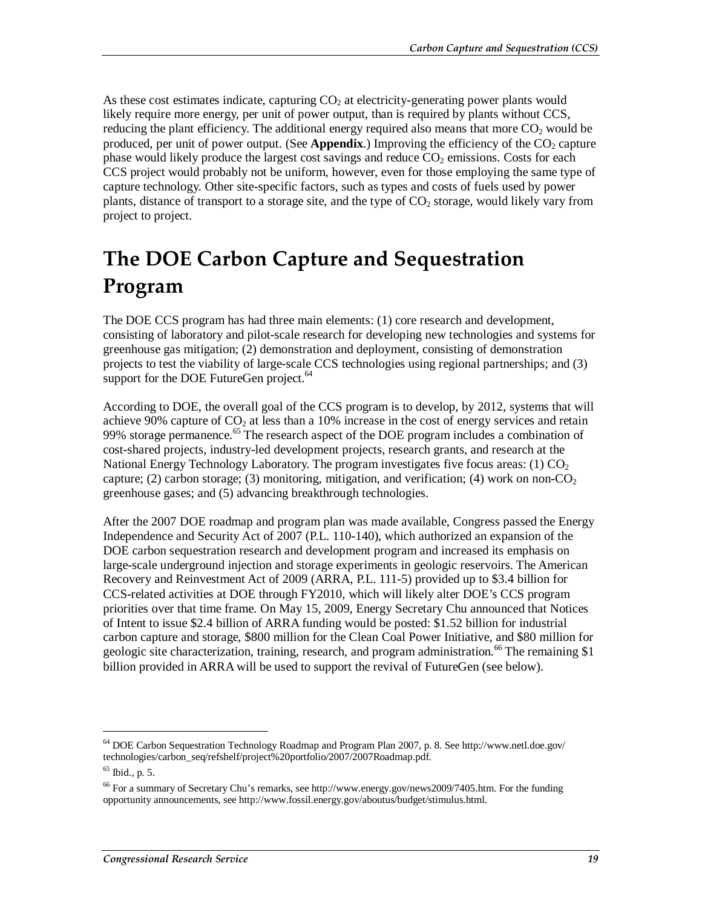As these cost estimates indicate, capturing $CO_2$ at electricity-generating power plants would likely require more energy, per unit of power output, than is required by plants without CCS, reducing the plant efficiency. The additional energy required also means that more $CO_2$ would be produced, per unit of power output. (See **Appendix**.) Improving the efficiency of the $CO_2$ capture phase would likely produce the largest cost savings and reduce $CO_2$ emissions. Costs for each CCS project would probably not be uniform, however, even for those employing the same type of capture technology. Other site-specific factors, such as types and costs of fuels used by power plants, distance of transport to a storage site, and the type of $CO_2$ storage, would likely vary from project to project.

# The DOE Carbon Capture and Sequestration Program

The DOE CCS program has had three main elements: (1) core research and development, consisting of laboratory and pilot-scale research for developing new technologies and systems for greenhouse gas mitigation; (2) demonstration and deployment, consisting of demonstration projects to test the viability of large-scale CCS technologies using regional partnerships; and (3) support for the DOE FutureGen project.[64]

According to DOE, the overall goal of the CCS program is to develop, by 2012, systems that will achieve 90% capture of $CO_2$ at less than a 10% increase in the cost of energy services and retain 99% storage permanence.[65] The research aspect of the DOE program includes a combination of cost-shared projects, industry-led development projects, research grants, and research at the National Energy Technology Laboratory. The program investigates five focus areas: (1) $CO_2$ capture; (2) carbon storage; (3) monitoring, mitigation, and verification; (4) work on non-$CO_2$ greenhouse gases; and (5) advancing breakthrough technologies.

After the 2007 DOE roadmap and program plan was made available, Congress passed the Energy Independence and Security Act of 2007 (P.L. 110-140), which authorized an expansion of the DOE carbon sequestration research and development program and increased its emphasis on large-scale underground injection and storage experiments in geologic reservoirs. The American Recovery and Reinvestment Act of 2009 (ARRA, P.L. 111-5) provided up to $3.4 billion for CCS-related activities at DOE through FY2010, which will likely alter DOE's CCS program priorities over that time frame. On May 15, 2009, Energy Secretary Chu announced that Notices of Intent to issue $2.4 billion of ARRA funding would be posted: $1.52 billion for industrial carbon capture and storage, $800 million for the Clean Coal Power Initiative, and $80 million for geologic site characterization, training, research, and program administration.[66] The remaining $1 billion provided in ARRA will be used to support the revival of FutureGen (see below).

---

[64] DOE Carbon Sequestration Technology Roadmap and Program Plan 2007, p. 8. See http://www.netl.doe.gov/technologies/carbon_seq/refshelf/project%20portfolio/2007/2007Roadmap.pdf.

[65] Ibid., p. 5.

[66] For a summary of Secretary Chu's remarks, see http://www.energy.gov/news2009/7405.htm. For the funding opportunity announcements, see http://www.fossil.energy.gov/aboutus/budget/stimulus.html.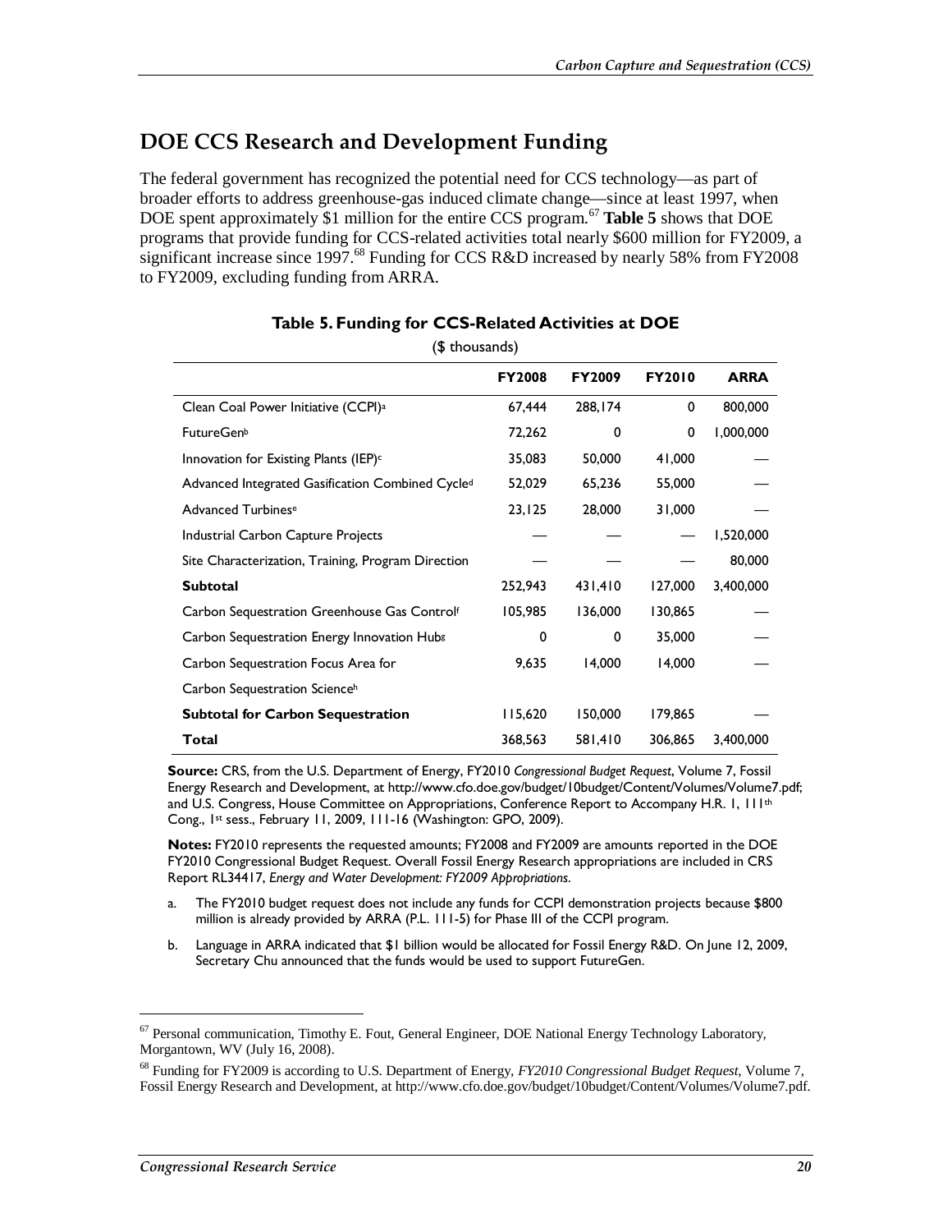## DOE CCS Research and Development Funding

The federal government has recognized the potential need for CCS technology—as part of broader efforts to address greenhouse-gas induced climate change—since at least 1997, when DOE spent approximately $1 million for the entire CCS program.[67] **Table 5** shows that DOE programs that provide funding for CCS-related activities total nearly $600 million for FY2009, a significant increase since 1997.[68] Funding for CCS R&D increased by nearly 58% from FY2008 to FY2009, excluding funding from ARRA.

**Table 5. Funding for CCS-Related Activities at DOE**

($ thousands)

| | FY2008 | FY2009 | FY2010 | ARRA |
|---|---|---|---|---|
| Clean Coal Power Initiative (CCPI)[a] | 67,444 | 288,174 | 0 | 800,000 |
| FutureGen[b] | 72,262 | 0 | 0 | 1,000,000 |
| Innovation for Existing Plants (IEP)[c] | 35,083 | 50,000 | 41,000 | — |
| Advanced Integrated Gasification Combined Cycle[d] | 52,029 | 65,236 | 55,000 | — |
| Advanced Turbines[e] | 23,125 | 28,000 | 31,000 | — |
| Industrial Carbon Capture Projects | — | — | — | 1,520,000 |
| Site Characterization, Training, Program Direction | — | — | — | 80,000 |
| **Subtotal** | 252,943 | 431,410 | 127,000 | 3,400,000 |
| Carbon Sequestration Greenhouse Gas Control[f] | 105,985 | 136,000 | 130,865 | — |
| Carbon Sequestration Energy Innovation Hub[g] | 0 | 0 | 35,000 | — |
| Carbon Sequestration Focus Area for Carbon Sequestration Science[h] | 9,635 | 14,000 | 14,000 | — |
| **Subtotal for Carbon Sequestration** | 115,620 | 150,000 | 179,865 | — |
| **Total** | 368,563 | 581,410 | 306,865 | 3,400,000 |

**Source:** CRS, from the U.S. Department of Energy, FY2010 *Congressional Budget Request*, Volume 7, Fossil Energy Research and Development, at http://www.cfo.doe.gov/budget/10budget/Content/Volumes/Volume7.pdf; and U.S. Congress, House Committee on Appropriations, Conference Report to Accompany H.R. 1, 111th Cong., 1st sess., February 11, 2009, 111-16 (Washington: GPO, 2009).

**Notes:** FY2010 represents the requested amounts; FY2008 and FY2009 are amounts reported in the DOE FY2010 Congressional Budget Request. Overall Fossil Energy Research appropriations are included in CRS Report RL34417, *Energy and Water Development: FY2009 Appropriations*.

a. The FY2010 budget request does not include any funds for CCPI demonstration projects because $800 million is already provided by ARRA (P.L. 111-5) for Phase III of the CCPI program.

b. Language in ARRA indicated that $1 billion would be allocated for Fossil Energy R&D. On June 12, 2009, Secretary Chu announced that the funds would be used to support FutureGen.

[67] Personal communication, Timothy E. Fout, General Engineer, DOE National Energy Technology Laboratory, Morgantown, WV (July 16, 2008).

[68] Funding for FY2009 is according to U.S. Department of Energy, *FY2010 Congressional Budget Request*, Volume 7, Fossil Energy Research and Development, at http://www.cfo.doe.gov/budget/10budget/Content/Volumes/Volume7.pdf.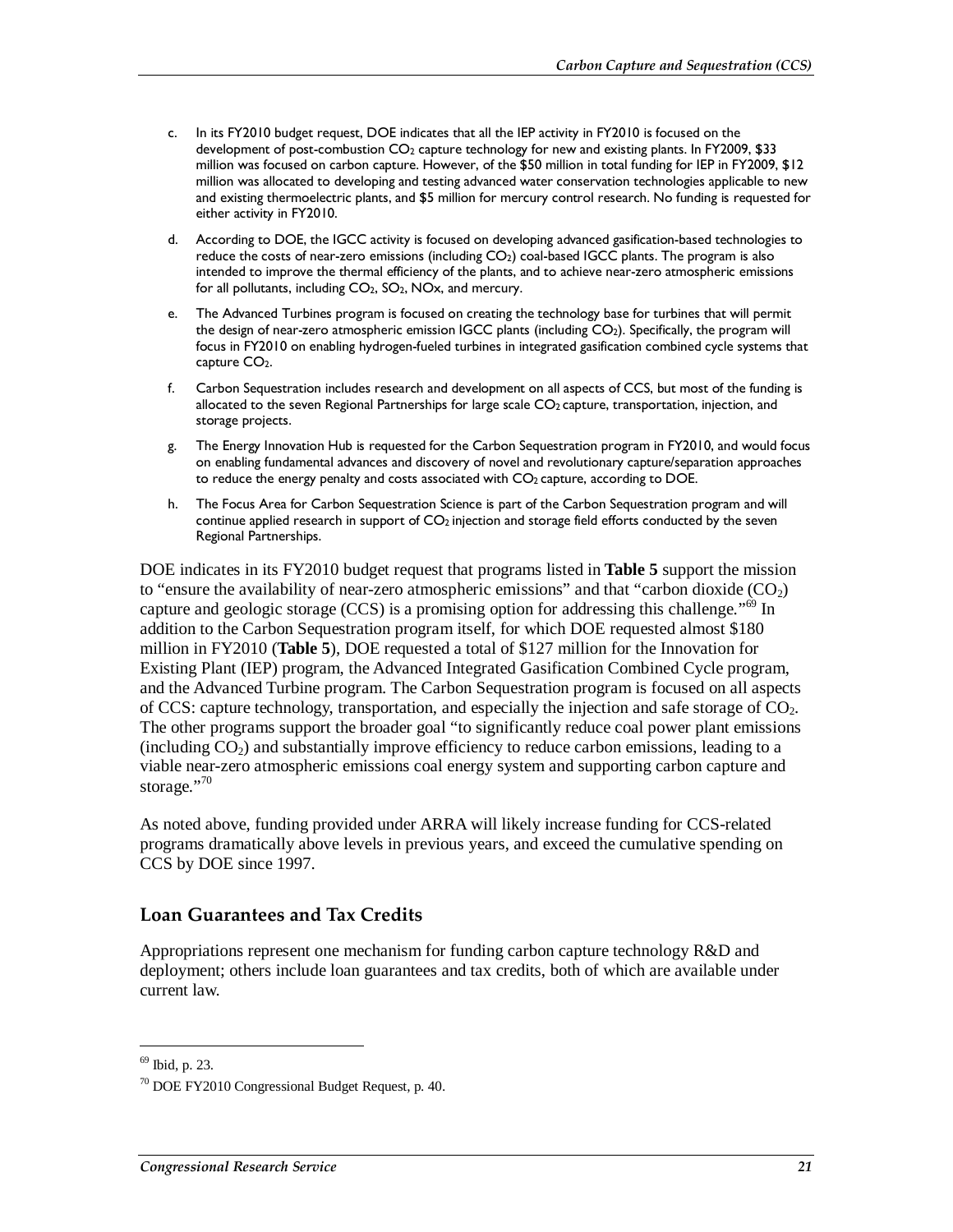c. In its FY2010 budget request, DOE indicates that all the IEP activity in FY2010 is focused on the development of post-combustion $CO_2$ capture technology for new and existing plants. In FY2009, $33 million was focused on carbon capture. However, of the $50 million in total funding for IEP in FY2009, $12 million was allocated to developing and testing advanced water conservation technologies applicable to new and existing thermoelectric plants, and $5 million for mercury control research. No funding is requested for either activity in FY2010.

d. According to DOE, the IGCC activity is focused on developing advanced gasification-based technologies to reduce the costs of near-zero emissions (including $CO_2$) coal-based IGCC plants. The program is also intended to improve the thermal efficiency of the plants, and to achieve near-zero atmospheric emissions for all pollutants, including $CO_2$, $SO_2$, NOx, and mercury.

e. The Advanced Turbines program is focused on creating the technology base for turbines that will permit the design of near-zero atmospheric emission IGCC plants (including $CO_2$). Specifically, the program will focus in FY2010 on enabling hydrogen-fueled turbines in integrated gasification combined cycle systems that capture $CO_2$.

f. Carbon Sequestration includes research and development on all aspects of CCS, but most of the funding is allocated to the seven Regional Partnerships for large scale $CO_2$ capture, transportation, injection, and storage projects.

g. The Energy Innovation Hub is requested for the Carbon Sequestration program in FY2010, and would focus on enabling fundamental advances and discovery of novel and revolutionary capture/separation approaches to reduce the energy penalty and costs associated with $CO_2$ capture, according to DOE.

h. The Focus Area for Carbon Sequestration Science is part of the Carbon Sequestration program and will continue applied research in support of $CO_2$ injection and storage field efforts conducted by the seven Regional Partnerships.

DOE indicates in its FY2010 budget request that programs listed in **Table 5** support the mission to "ensure the availability of near-zero atmospheric emissions" and that "carbon dioxide ($CO_2$) capture and geologic storage (CCS) is a promising option for addressing this challenge."[69] In addition to the Carbon Sequestration program itself, for which DOE requested almost $180 million in FY2010 (**Table 5**), DOE requested a total of $127 million for the Innovation for Existing Plant (IEP) program, the Advanced Integrated Gasification Combined Cycle program, and the Advanced Turbine program. The Carbon Sequestration program is focused on all aspects of CCS: capture technology, transportation, and especially the injection and safe storage of $CO_2$. The other programs support the broader goal "to significantly reduce coal power plant emissions (including $CO_2$) and substantially improve efficiency to reduce carbon emissions, leading to a viable near-zero atmospheric emissions coal energy system and supporting carbon capture and storage."[70]

As noted above, funding provided under ARRA will likely increase funding for CCS-related programs dramatically above levels in previous years, and exceed the cumulative spending on CCS by DOE since 1997.

## Loan Guarantees and Tax Credits

Appropriations represent one mechanism for funding carbon capture technology R&D and deployment; others include loan guarantees and tax credits, both of which are available under current law.

---

[69] Ibid, p. 23.

[70] DOE FY2010 Congressional Budget Request, p. 40.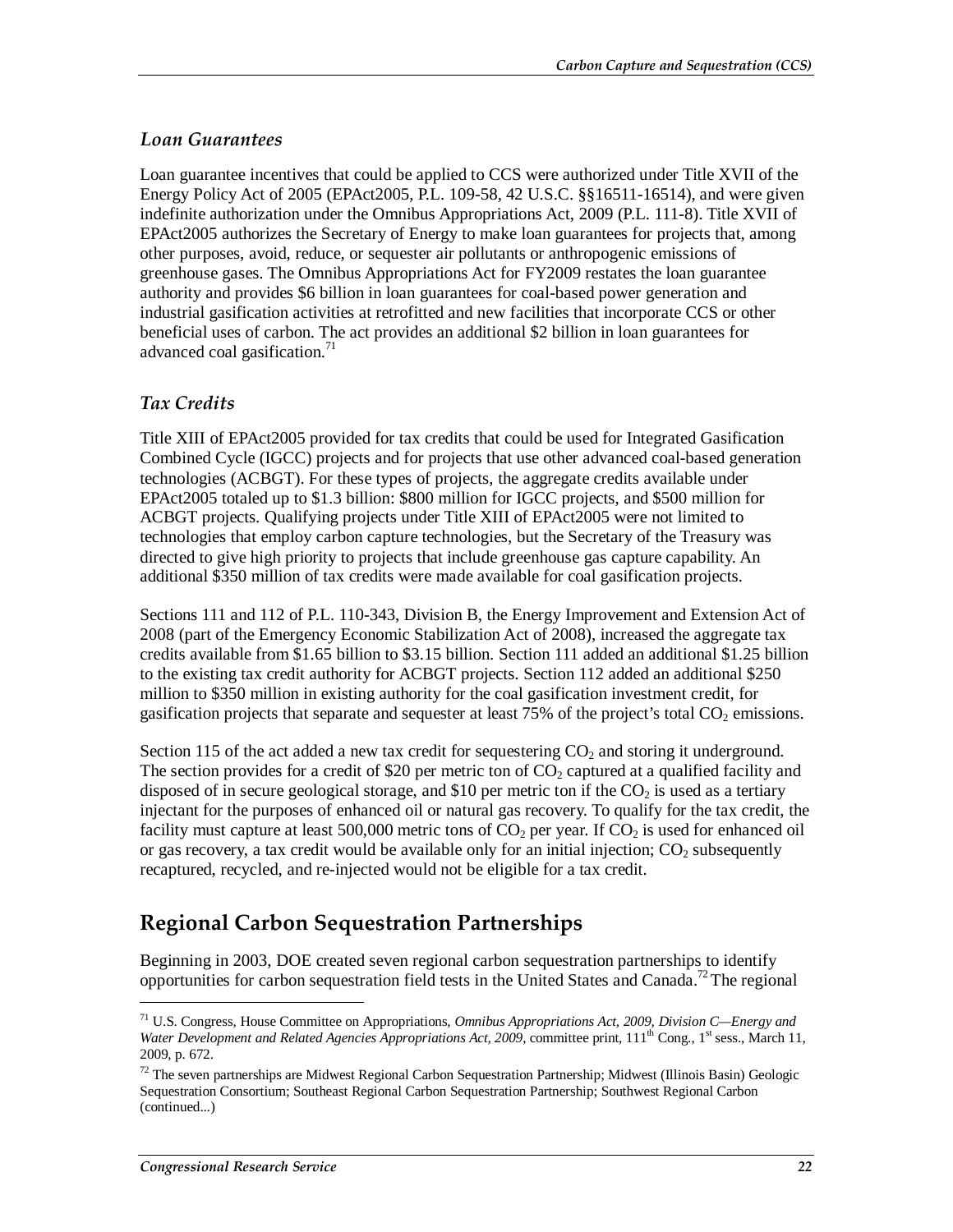### *Loan Guarantees*

Loan guarantee incentives that could be applied to CCS were authorized under Title XVII of the Energy Policy Act of 2005 (EPAct2005, P.L. 109-58, 42 U.S.C. §§16511-16514), and were given indefinite authorization under the Omnibus Appropriations Act, 2009 (P.L. 111-8). Title XVII of EPAct2005 authorizes the Secretary of Energy to make loan guarantees for projects that, among other purposes, avoid, reduce, or sequester air pollutants or anthropogenic emissions of greenhouse gases. The Omnibus Appropriations Act for FY2009 restates the loan guarantee authority and provides $6 billion in loan guarantees for coal-based power generation and industrial gasification activities at retrofitted and new facilities that incorporate CCS or other beneficial uses of carbon. The act provides an additional $2 billion in loan guarantees for advanced coal gasification.[71]

### *Tax Credits*

Title XIII of EPAct2005 provided for tax credits that could be used for Integrated Gasification Combined Cycle (IGCC) projects and for projects that use other advanced coal-based generation technologies (ACBGT). For these types of projects, the aggregate credits available under EPAct2005 totaled up to $1.3 billion: $800 million for IGCC projects, and $500 million for ACBGT projects. Qualifying projects under Title XIII of EPAct2005 were not limited to technologies that employ carbon capture technologies, but the Secretary of the Treasury was directed to give high priority to projects that include greenhouse gas capture capability. An additional $350 million of tax credits were made available for coal gasification projects.

Sections 111 and 112 of P.L. 110-343, Division B, the Energy Improvement and Extension Act of 2008 (part of the Emergency Economic Stabilization Act of 2008), increased the aggregate tax credits available from $1.65 billion to $3.15 billion. Section 111 added an additional $1.25 billion to the existing tax credit authority for ACBGT projects. Section 112 added an additional $250 million to $350 million in existing authority for the coal gasification investment credit, for gasification projects that separate and sequester at least 75% of the project's total $CO_2$ emissions.

Section 115 of the act added a new tax credit for sequestering $CO_2$ and storing it underground. The section provides for a credit of $20 per metric ton of $CO_2$ captured at a qualified facility and disposed of in secure geological storage, and $10 per metric ton if the $CO_2$ is used as a tertiary injectant for the purposes of enhanced oil or natural gas recovery. To qualify for the tax credit, the facility must capture at least 500,000 metric tons of $CO_2$ per year. If $CO_2$ is used for enhanced oil or gas recovery, a tax credit would be available only for an initial injection; $CO_2$ subsequently recaptured, recycled, and re-injected would not be eligible for a tax credit.

## Regional Carbon Sequestration Partnerships

Beginning in 2003, DOE created seven regional carbon sequestration partnerships to identify opportunities for carbon sequestration field tests in the United States and Canada.[72] The regional

---

[71] U.S. Congress, House Committee on Appropriations, *Omnibus Appropriations Act, 2009, Division C—Energy and Water Development and Related Agencies Appropriations Act, 2009*, committee print, 111th Cong., 1st sess., March 11, 2009, p. 672.

[72] The seven partnerships are Midwest Regional Carbon Sequestration Partnership; Midwest (Illinois Basin) Geologic Sequestration Consortium; Southeast Regional Carbon Sequestration Partnership; Southwest Regional Carbon (continued...)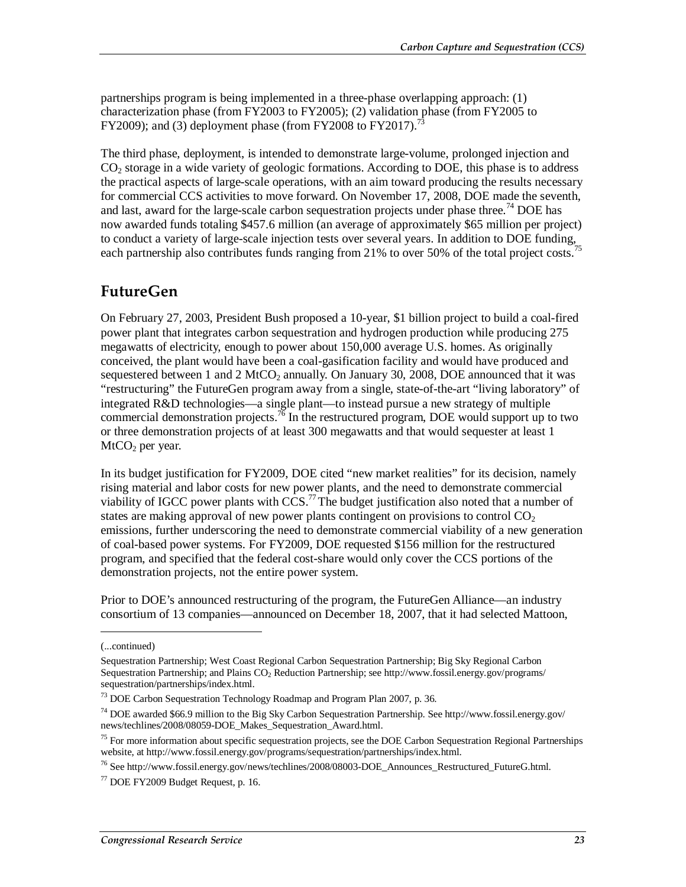partnerships program is being implemented in a three-phase overlapping approach: (1) characterization phase (from FY2003 to FY2005); (2) validation phase (from FY2005 to FY2009); and (3) deployment phase (from FY2008 to FY2017).[73]

The third phase, deployment, is intended to demonstrate large-volume, prolonged injection and $CO_2$ storage in a wide variety of geologic formations. According to DOE, this phase is to address the practical aspects of large-scale operations, with an aim toward producing the results necessary for commercial CCS activities to move forward. On November 17, 2008, DOE made the seventh, and last, award for the large-scale carbon sequestration projects under phase three.[74] DOE has now awarded funds totaling $457.6 million (an average of approximately $65 million per project) to conduct a variety of large-scale injection tests over several years. In addition to DOE funding, each partnership also contributes funds ranging from 21% to over 50% of the total project costs.[75]

## FutureGen

On February 27, 2003, President Bush proposed a 10-year, $1 billion project to build a coal-fired power plant that integrates carbon sequestration and hydrogen production while producing 275 megawatts of electricity, enough to power about 150,000 average U.S. homes. As originally conceived, the plant would have been a coal-gasification facility and would have produced and sequestered between 1 and 2 $MtCO_2$ annually. On January 30, 2008, DOE announced that it was "restructuring" the FutureGen program away from a single, state-of-the-art "living laboratory" of integrated R&D technologies—a single plant—to instead pursue a new strategy of multiple commercial demonstration projects.[76] In the restructured program, DOE would support up to two or three demonstration projects of at least 300 megawatts and that would sequester at least 1 $MtCO_2$ per year.

In its budget justification for FY2009, DOE cited "new market realities" for its decision, namely rising material and labor costs for new power plants, and the need to demonstrate commercial viability of IGCC power plants with CCS.[77] The budget justification also noted that a number of states are making approval of new power plants contingent on provisions to control $CO_2$ emissions, further underscoring the need to demonstrate commercial viability of a new generation of coal-based power systems. For FY2009, DOE requested $156 million for the restructured program, and specified that the federal cost-share would only cover the CCS portions of the demonstration projects, not the entire power system.

Prior to DOE's announced restructuring of the program, the FutureGen Alliance—an industry consortium of 13 companies—announced on December 18, 2007, that it had selected Mattoon,

---

(...continued)

Sequestration Partnership; West Coast Regional Carbon Sequestration Partnership; Big Sky Regional Carbon Sequestration Partnership; and Plains $CO_2$ Reduction Partnership; see http://www.fossil.energy.gov/programs/sequestration/partnerships/index.html.

[73] DOE Carbon Sequestration Technology Roadmap and Program Plan 2007, p. 36.

[74] DOE awarded $66.9 million to the Big Sky Carbon Sequestration Partnership. See http://www.fossil.energy.gov/news/techlines/2008/08059-DOE_Makes_Sequestration_Award.html.

[75] For more information about specific sequestration projects, see the DOE Carbon Sequestration Regional Partnerships website, at http://www.fossil.energy.gov/programs/sequestration/partnerships/index.html.

[76] See http://www.fossil.energy.gov/news/techlines/2008/08003-DOE_Announces_Restructured_FutureG.html.

[77] DOE FY2009 Budget Request, p. 16.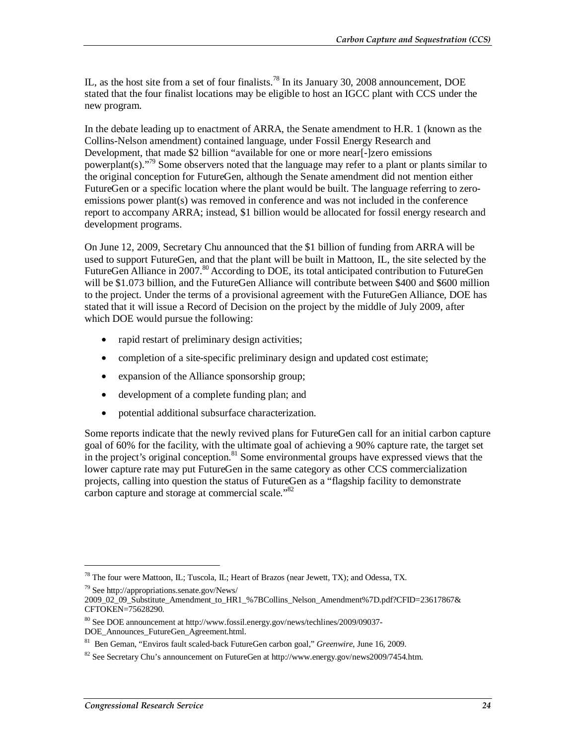IL, as the host site from a set of four finalists.[78] In its January 30, 2008 announcement, DOE stated that the four finalist locations may be eligible to host an IGCC plant with CCS under the new program.

In the debate leading up to enactment of ARRA, the Senate amendment to H.R. 1 (known as the Collins-Nelson amendment) contained language, under Fossil Energy Research and Development, that made $2 billion "available for one or more near[-]zero emissions powerplant(s)."[79] Some observers noted that the language may refer to a plant or plants similar to the original conception for FutureGen, although the Senate amendment did not mention either FutureGen or a specific location where the plant would be built. The language referring to zero-emissions power plant(s) was removed in conference and was not included in the conference report to accompany ARRA; instead, $1 billion would be allocated for fossil energy research and development programs.

On June 12, 2009, Secretary Chu announced that the $1 billion of funding from ARRA will be used to support FutureGen, and that the plant will be built in Mattoon, IL, the site selected by the FutureGen Alliance in 2007.[80] According to DOE, its total anticipated contribution to FutureGen will be $1.073 billion, and the FutureGen Alliance will contribute between $400 and $600 million to the project. Under the terms of a provisional agreement with the FutureGen Alliance, DOE has stated that it will issue a Record of Decision on the project by the middle of July 2009, after which DOE would pursue the following:

- rapid restart of preliminary design activities;
- completion of a site-specific preliminary design and updated cost estimate;
- expansion of the Alliance sponsorship group;
- development of a complete funding plan; and
- potential additional subsurface characterization.

Some reports indicate that the newly revived plans for FutureGen call for an initial carbon capture goal of 60% for the facility, with the ultimate goal of achieving a 90% capture rate, the target set in the project's original conception.[81] Some environmental groups have expressed views that the lower capture rate may put FutureGen in the same category as other CCS commercialization projects, calling into question the status of FutureGen as a "flagship facility to demonstrate carbon capture and storage at commercial scale."[82]

---

[78] The four were Mattoon, IL; Tuscola, IL; Heart of Brazos (near Jewett, TX); and Odessa, TX.

[79] See http://appropriations.senate.gov/News/2009_02_09_Substitute_Amendment_to_HR1_%7BCollins_Nelson_Amendment%7D.pdf?CFID=23617867&CFTOKEN=75628290.

[80] See DOE announcement at http://www.fossil.energy.gov/news/techlines/2009/09037-DOE_Announces_FutureGen_Agreement.html.

[81] Ben Geman, "Enviros fault scaled-back FutureGen carbon goal," *Greenwire*, June 16, 2009.

[82] See Secretary Chu's announcement on FutureGen at http://www.energy.gov/news2009/7454.htm.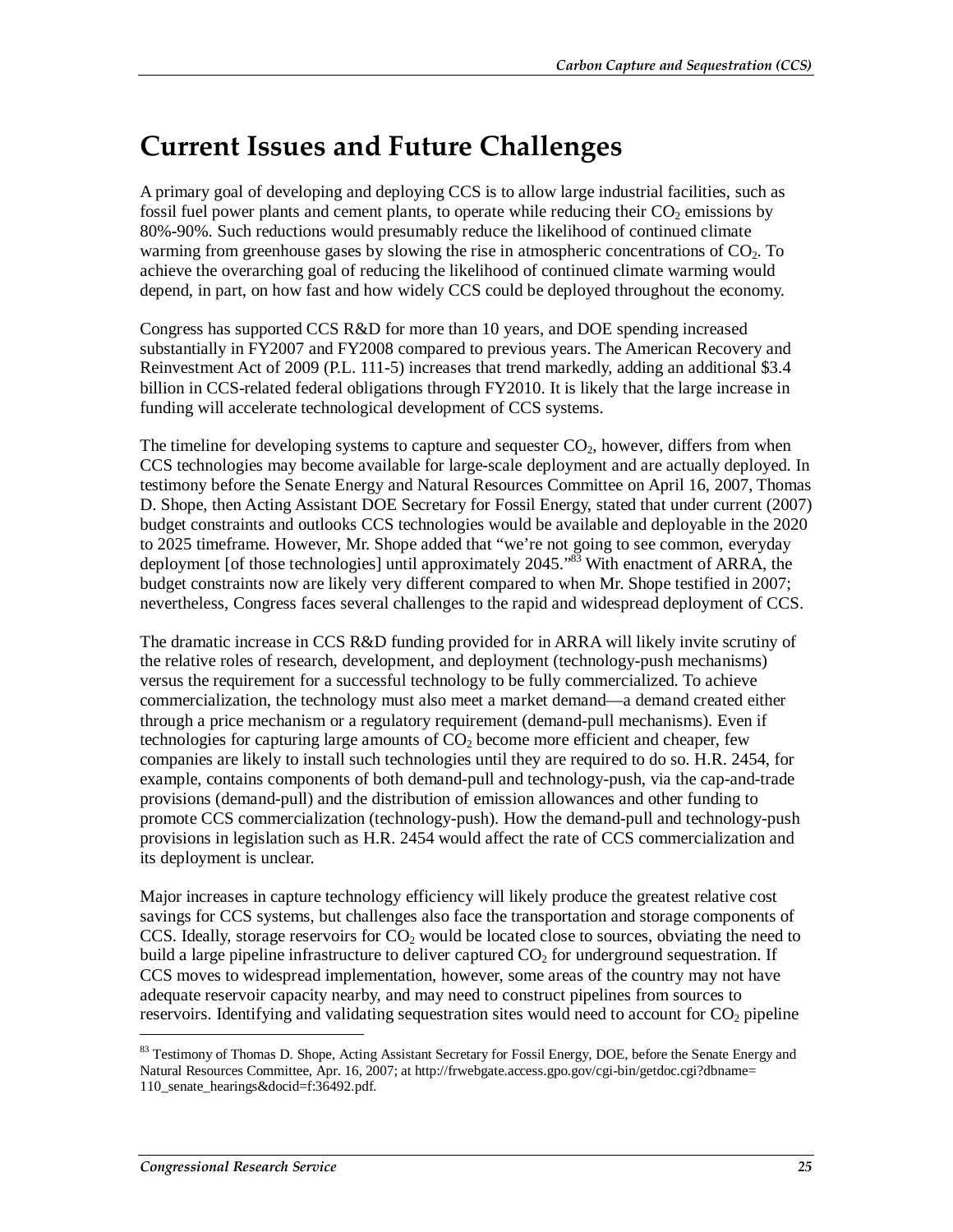# Current Issues and Future Challenges

A primary goal of developing and deploying CCS is to allow large industrial facilities, such as fossil fuel power plants and cement plants, to operate while reducing their $CO_2$ emissions by 80%-90%. Such reductions would presumably reduce the likelihood of continued climate warming from greenhouse gases by slowing the rise in atmospheric concentrations of $CO_2$. To achieve the overarching goal of reducing the likelihood of continued climate warming would depend, in part, on how fast and how widely CCS could be deployed throughout the economy.

Congress has supported CCS R&D for more than 10 years, and DOE spending increased substantially in FY2007 and FY2008 compared to previous years. The American Recovery and Reinvestment Act of 2009 (P.L. 111-5) increases that trend markedly, adding an additional $3.4 billion in CCS-related federal obligations through FY2010. It is likely that the large increase in funding will accelerate technological development of CCS systems.

The timeline for developing systems to capture and sequester $CO_2$, however, differs from when CCS technologies may become available for large-scale deployment and are actually deployed. In testimony before the Senate Energy and Natural Resources Committee on April 16, 2007, Thomas D. Shope, then Acting Assistant DOE Secretary for Fossil Energy, stated that under current (2007) budget constraints and outlooks CCS technologies would be available and deployable in the 2020 to 2025 timeframe. However, Mr. Shope added that "we're not going to see common, everyday deployment [of those technologies] until approximately 2045."[83] With enactment of ARRA, the budget constraints now are likely very different compared to when Mr. Shope testified in 2007; nevertheless, Congress faces several challenges to the rapid and widespread deployment of CCS.

The dramatic increase in CCS R&D funding provided for in ARRA will likely invite scrutiny of the relative roles of research, development, and deployment (technology-push mechanisms) versus the requirement for a successful technology to be fully commercialized. To achieve commercialization, the technology must also meet a market demand—a demand created either through a price mechanism or a regulatory requirement (demand-pull mechanisms). Even if technologies for capturing large amounts of $CO_2$ become more efficient and cheaper, few companies are likely to install such technologies until they are required to do so. H.R. 2454, for example, contains components of both demand-pull and technology-push, via the cap-and-trade provisions (demand-pull) and the distribution of emission allowances and other funding to promote CCS commercialization (technology-push). How the demand-pull and technology-push provisions in legislation such as H.R. 2454 would affect the rate of CCS commercialization and its deployment is unclear.

Major increases in capture technology efficiency will likely produce the greatest relative cost savings for CCS systems, but challenges also face the transportation and storage components of CCS. Ideally, storage reservoirs for $CO_2$ would be located close to sources, obviating the need to build a large pipeline infrastructure to deliver captured $CO_2$ for underground sequestration. If CCS moves to widespread implementation, however, some areas of the country may not have adequate reservoir capacity nearby, and may need to construct pipelines from sources to reservoirs. Identifying and validating sequestration sites would need to account for $CO_2$ pipeline

[83] Testimony of Thomas D. Shope, Acting Assistant Secretary for Fossil Energy, DOE, before the Senate Energy and Natural Resources Committee, Apr. 16, 2007; at http://frwebgate.access.gpo.gov/cgi-bin/getdoc.cgi?dbname=110_senate_hearings&docid=f:36492.pdf.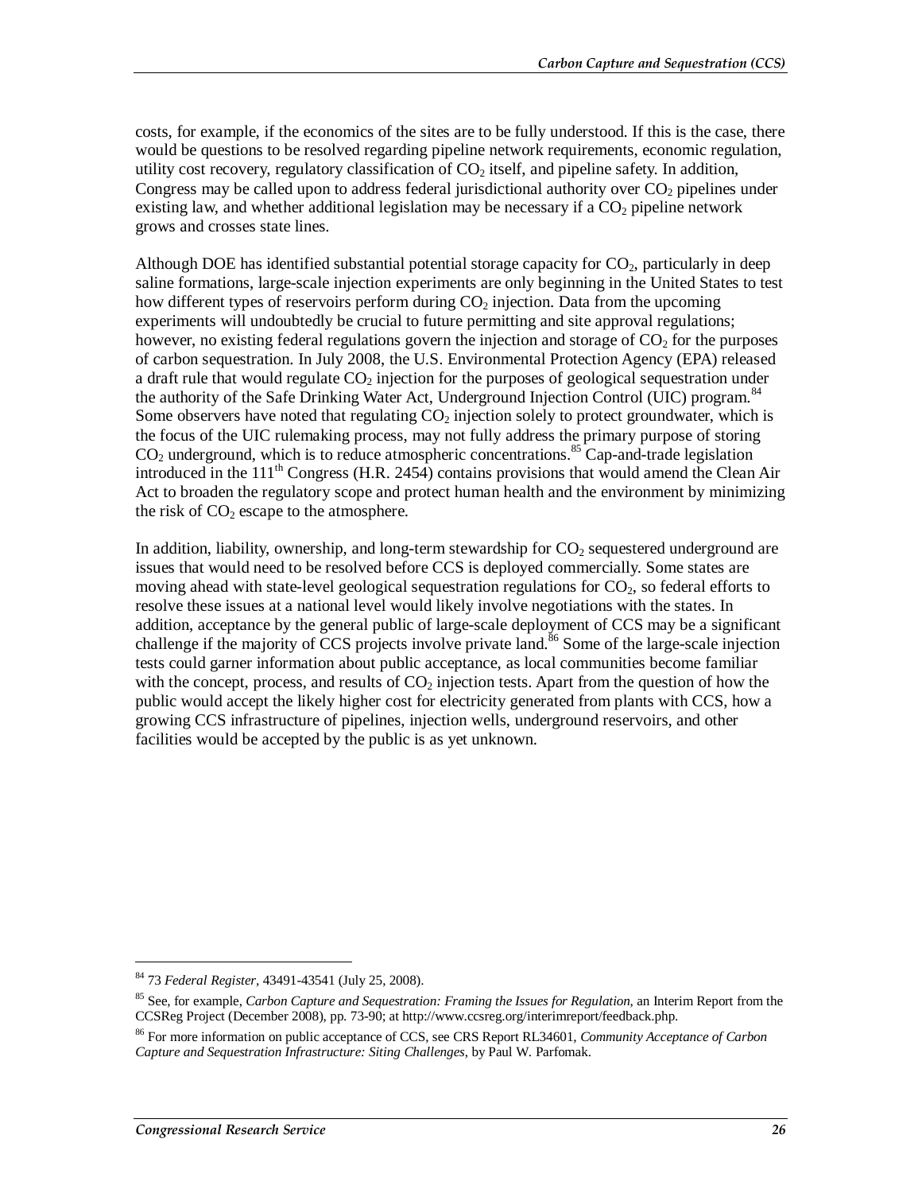costs, for example, if the economics of the sites are to be fully understood. If this is the case, there would be questions to be resolved regarding pipeline network requirements, economic regulation, utility cost recovery, regulatory classification of $CO_2$ itself, and pipeline safety. In addition, Congress may be called upon to address federal jurisdictional authority over $CO_2$ pipelines under existing law, and whether additional legislation may be necessary if a $CO_2$ pipeline network grows and crosses state lines.

Although DOE has identified substantial potential storage capacity for $CO_2$, particularly in deep saline formations, large-scale injection experiments are only beginning in the United States to test how different types of reservoirs perform during $CO_2$ injection. Data from the upcoming experiments will undoubtedly be crucial to future permitting and site approval regulations; however, no existing federal regulations govern the injection and storage of $CO_2$ for the purposes of carbon sequestration. In July 2008, the U.S. Environmental Protection Agency (EPA) released a draft rule that would regulate $CO_2$ injection for the purposes of geological sequestration under the authority of the Safe Drinking Water Act, Underground Injection Control (UIC) program.[84] Some observers have noted that regulating $CO_2$ injection solely to protect groundwater, which is the focus of the UIC rulemaking process, may not fully address the primary purpose of storing $CO_2$ underground, which is to reduce atmospheric concentrations.[85] Cap-and-trade legislation introduced in the 111th Congress (H.R. 2454) contains provisions that would amend the Clean Air Act to broaden the regulatory scope and protect human health and the environment by minimizing the risk of $CO_2$ escape to the atmosphere.

In addition, liability, ownership, and long-term stewardship for $CO_2$ sequestered underground are issues that would need to be resolved before CCS is deployed commercially. Some states are moving ahead with state-level geological sequestration regulations for $CO_2$, so federal efforts to resolve these issues at a national level would likely involve negotiations with the states. In addition, acceptance by the general public of large-scale deployment of CCS may be a significant challenge if the majority of CCS projects involve private land.[86] Some of the large-scale injection tests could garner information about public acceptance, as local communities become familiar with the concept, process, and results of $CO_2$ injection tests. Apart from the question of how the public would accept the likely higher cost for electricity generated from plants with CCS, how a growing CCS infrastructure of pipelines, injection wells, underground reservoirs, and other facilities would be accepted by the public is as yet unknown.

---

[84] 73 *Federal Register*, 43491-43541 (July 25, 2008).

[85] See, for example, *Carbon Capture and Sequestration: Framing the Issues for Regulation*, an Interim Report from the CCSReg Project (December 2008), pp. 73-90; at http://www.ccsreg.org/interimreport/feedback.php.

[86] For more information on public acceptance of CCS, see CRS Report RL34601, *Community Acceptance of Carbon Capture and Sequestration Infrastructure: Siting Challenges*, by Paul W. Parfomak.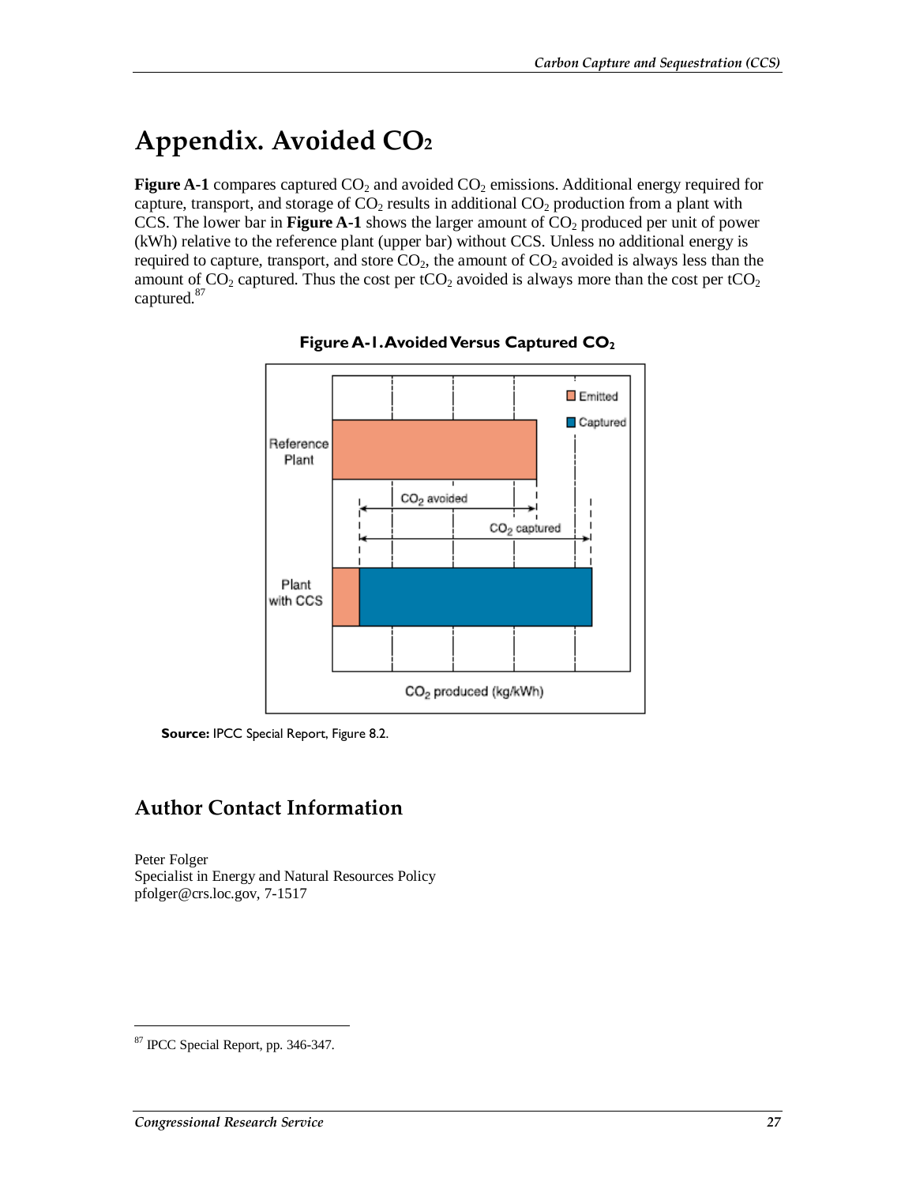# Appendix. Avoided $CO_2$

**Figure A-1** compares captured $CO_2$ and avoided $CO_2$ emissions. Additional energy required for capture, transport, and storage of $CO_2$ results in additional $CO_2$ production from a plant with CCS. The lower bar in **Figure A-1** shows the larger amount of $CO_2$ produced per unit of power (kWh) relative to the reference plant (upper bar) without CCS. Unless no additional energy is required to capture, transport, and store $CO_2$, the amount of $CO_2$ avoided is always less than the amount of $CO_2$ captured. Thus the cost per $tCO_2$ avoided is always more than the cost per $tCO_2$ captured.[87]

**Figure A-1. Avoided Versus Captured $CO_2$**

Emitted
Captured
Reference Plant
$CO_2$ avoided
$CO_2$ captured
Plant with CCS
$CO_2$ produced (kg/kWh)

**Source:** IPCC Special Report, Figure 8.2.

## Author Contact Information

Peter Folger
Specialist in Energy and Natural Resources Policy
pfolger@crs.loc.gov, 7-1517

---

[87] IPCC Special Report, pp. 346-347.